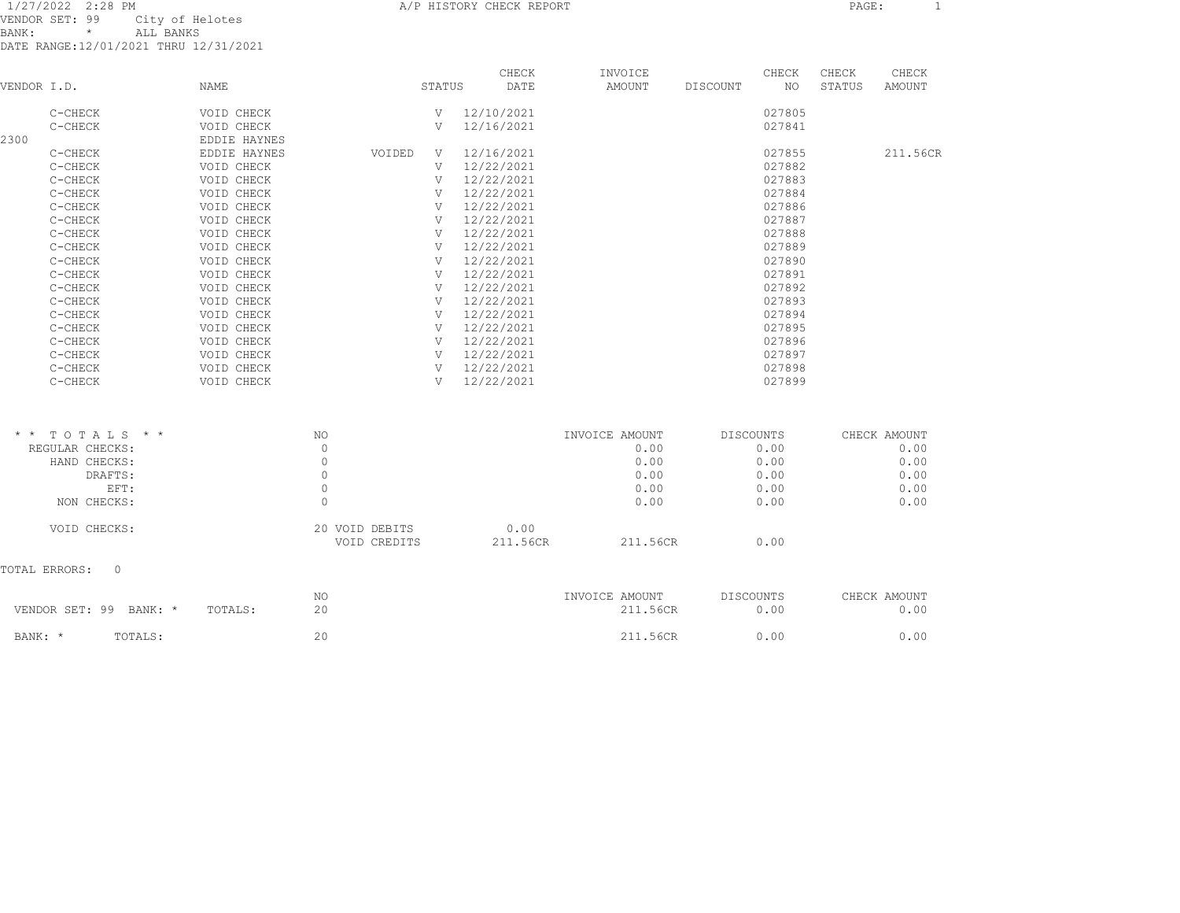1/27/2022 2:28 PM

# A/P HISTORY CHECK REPORT

VENDOR SET: 99 City of Helotes
BANK: * ALL BANKS
DATE RANGE:12/01/2021 THRU 12/31/2021

| VENDOR I.D. | NAME | STATUS | | CHECK DATE | INVOICE AMOUNT | DISCOUNT | CHECK NO | CHECK STATUS | CHECK AMOUNT |
|---|---|---|---|---|---|---|---|---|---|
| C-CHECK | VOID CHECK | | V | 12/10/2021 | | | 027805 | | |
| C-CHECK | VOID CHECK | | V | 12/16/2021 | | | 027841 | | |
| 2300 | EDDIE HAYNES | | | | | | | | |
| C-CHECK | EDDIE HAYNES | VOIDED | V | 12/16/2021 | | | 027855 | | 211.56CR |
| C-CHECK | VOID CHECK | | V | 12/22/2021 | | | 027882 | | |
| C-CHECK | VOID CHECK | | V | 12/22/2021 | | | 027883 | | |
| C-CHECK | VOID CHECK | | V | 12/22/2021 | | | 027884 | | |
| C-CHECK | VOID CHECK | | V | 12/22/2021 | | | 027886 | | |
| C-CHECK | VOID CHECK | | V | 12/22/2021 | | | 027887 | | |
| C-CHECK | VOID CHECK | | V | 12/22/2021 | | | 027888 | | |
| C-CHECK | VOID CHECK | | V | 12/22/2021 | | | 027889 | | |
| C-CHECK | VOID CHECK | | V | 12/22/2021 | | | 027890 | | |
| C-CHECK | VOID CHECK | | V | 12/22/2021 | | | 027891 | | |
| C-CHECK | VOID CHECK | | V | 12/22/2021 | | | 027892 | | |
| C-CHECK | VOID CHECK | | V | 12/22/2021 | | | 027893 | | |
| C-CHECK | VOID CHECK | | V | 12/22/2021 | | | 027894 | | |
| C-CHECK | VOID CHECK | | V | 12/22/2021 | | | 027895 | | |
| C-CHECK | VOID CHECK | | V | 12/22/2021 | | | 027896 | | |
| C-CHECK | VOID CHECK | | V | 12/22/2021 | | | 027897 | | |
| C-CHECK | VOID CHECK | | V | 12/22/2021 | | | 027898 | | |
| C-CHECK | VOID CHECK | | V | 12/22/2021 | | | 027899 | | |

| * * T O T A L S * * | NO | | | INVOICE AMOUNT | DISCOUNTS | CHECK AMOUNT |
|---|---|---|---|---|---|---|
| REGULAR CHECKS: | 0 | | | 0.00 | 0.00 | 0.00 |
| HAND CHECKS: | 0 | | | 0.00 | 0.00 | 0.00 |
| DRAFTS: | 0 | | | 0.00 | 0.00 | 0.00 |
| EFT: | 0 | | | 0.00 | 0.00 | 0.00 |
| NON CHECKS: | 0 | | | 0.00 | 0.00 | 0.00 |
| VOID CHECKS: | 20 | VOID DEBITS | 0.00 | | | |
| | | VOID CREDITS | 211.56CR | 211.56CR | 0.00 | |

TOTAL ERRORS: 0

| | NO | INVOICE AMOUNT | DISCOUNTS | CHECK AMOUNT |
|---|---|---|---|---|
| VENDOR SET: 99 BANK: * TOTALS: | 20 | 211.56CR | 0.00 | 0.00 |
| BANK: * TOTALS: | 20 | 211.56CR | 0.00 | 0.00 |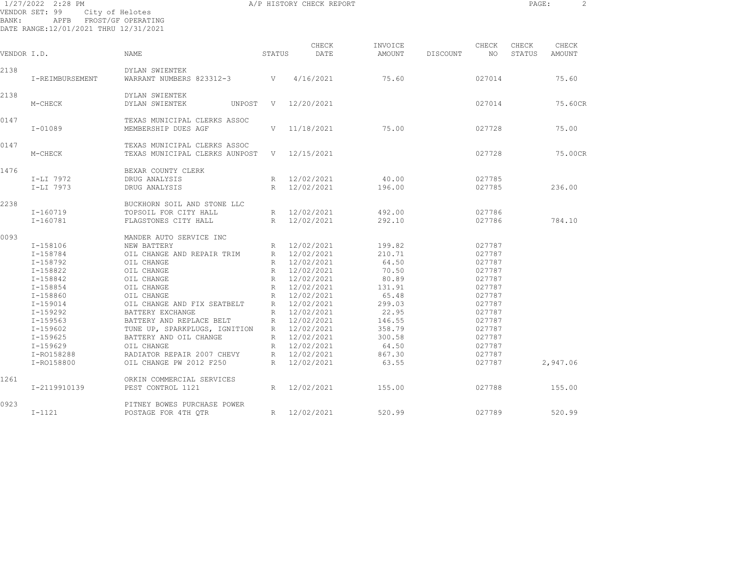1/27/2022 2:28 PM — A/P HISTORY CHECK REPORT

VENDOR SET: 99 City of Helotes
BANK: APFB FROST/GF OPERATING
DATE RANGE: 12/01/2021 THRU 12/31/2021

| VENDOR I.D. | NAME | STATUS | CHECK DATE | INVOICE AMOUNT | DISCOUNT | CHECK NO | CHECK STATUS | CHECK AMOUNT |
|---|---|---|---|---|---|---|---|---|
| 2138 | DYLAN SWIENTEK | | | | | | | |
| I-REIMBURSEMENT | WARRANT NUMBERS 823312-3 | V | 4/16/2021 | 75.60 | | 027014 | | 75.60 |
| 2138 | DYLAN SWIENTEK | | | | | | | |
| M-CHECK | DYLAN SWIENTEK UNPOST | V | 12/20/2021 | | | 027014 | | 75.60CR |
| 0147 | TEXAS MUNICIPAL CLERKS ASSOC | | | | | | | |
| I-01089 | MEMBERSHIP DUES AGF | V | 11/18/2021 | 75.00 | | 027728 | | 75.00 |
| 0147 | TEXAS MUNICIPAL CLERKS ASSOC | | | | | | | |
| M-CHECK | TEXAS MUNICIPAL CLERKS AUNPOST | V | 12/15/2021 | | | 027728 | | 75.00CR |
| 1476 | BEXAR COUNTY CLERK | | | | | | | |
| I-LI 7972 | DRUG ANALYSIS | R | 12/02/2021 | 40.00 | | 027785 | | |
| I-LI 7973 | DRUG ANALYSIS | R | 12/02/2021 | 196.00 | | 027785 | | 236.00 |
| 2238 | BUCKHORN SOIL AND STONE LLC | | | | | | | |
| I-160719 | TOPSOIL FOR CITY HALL | R | 12/02/2021 | 492.00 | | 027786 | | |
| I-160781 | FLAGSTONES CITY HALL | R | 12/02/2021 | 292.10 | | 027786 | | 784.10 |
| 0093 | MANDER AUTO SERVICE INC | | | | | | | |
| I-158106 | NEW BATTERY | R | 12/02/2021 | 199.82 | | 027787 | | |
| I-158784 | OIL CHANGE AND REPAIR TRIM | R | 12/02/2021 | 210.71 | | 027787 | | |
| I-158792 | OIL CHANGE | R | 12/02/2021 | 64.50 | | 027787 | | |
| I-158822 | OIL CHANGE | R | 12/02/2021 | 70.50 | | 027787 | | |
| I-158842 | OIL CHANGE | R | 12/02/2021 | 80.89 | | 027787 | | |
| I-158854 | OIL CHANGE | R | 12/02/2021 | 131.91 | | 027787 | | |
| I-158860 | OIL CHANGE | R | 12/02/2021 | 65.48 | | 027787 | | |
| I-159014 | OIL CHANGE AND FIX SEATBELT | R | 12/02/2021 | 299.03 | | 027787 | | |
| I-159292 | BATTERY EXCHANGE | R | 12/02/2021 | 22.95 | | 027787 | | |
| I-159563 | BATTERY AND REPLACE BELT | R | 12/02/2021 | 146.55 | | 027787 | | |
| I-159602 | TUNE UP, SPARKPLUGS, IGNITION | R | 12/02/2021 | 358.79 | | 027787 | | |
| I-159625 | BATTERY AND OIL CHANGE | R | 12/02/2021 | 300.58 | | 027787 | | |
| I-159629 | OIL CHANGE | R | 12/02/2021 | 64.50 | | 027787 | | |
| I-RO158288 | RADIATOR REPAIR 2007 CHEVY | R | 12/02/2021 | 867.30 | | 027787 | | |
| I-RO158800 | OIL CHANGE PW 2012 F250 | R | 12/02/2021 | 63.55 | | 027787 | | 2,947.06 |
| 1261 | ORKIN COMMERCIAL SERVICES | | | | | | | |
| I-2119910139 | PEST CONTROL 1121 | R | 12/02/2021 | 155.00 | | 027788 | | 155.00 |
| 0923 | PITNEY BOWES PURCHASE POWER | | | | | | | |
| I-1121 | POSTAGE FOR 4TH QTR | R | 12/02/2021 | 520.99 | | 027789 | | 520.99 |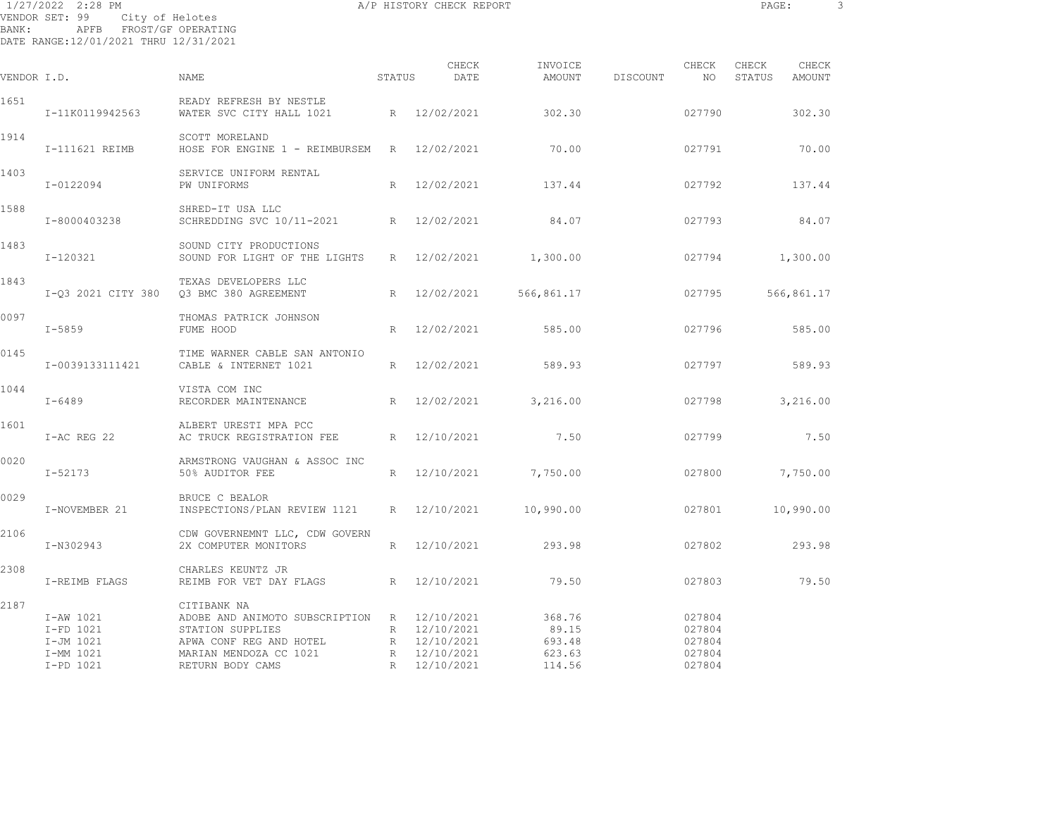1/27/2022 2:28 PM A/P HISTORY CHECK REPORT

VENDOR SET: 99 City of Helotes
BANK: APFB FROST/GF OPERATING
DATE RANGE:12/01/2021 THRU 12/31/2021

| VENDOR I.D. | NAME | STATUS | CHECK DATE | INVOICE AMOUNT | DISCOUNT | CHECK NO | CHECK STATUS | CHECK AMOUNT |
|---|---|---|---|---|---|---|---|---|
| 1651 | READY REFRESH BY NESTLE | | | | | | | |
| I-11K0119942563 | WATER SVC CITY HALL 1021 | R | 12/02/2021 | 302.30 | | 027790 | | 302.30 |
| 1914 | SCOTT MORELAND | | | | | | | |
| I-111621 REIMB | HOSE FOR ENGINE 1 - REIMBURSEM | R | 12/02/2021 | 70.00 | | 027791 | | 70.00 |
| 1403 | SERVICE UNIFORM RENTAL | | | | | | | |
| I-0122094 | PW UNIFORMS | R | 12/02/2021 | 137.44 | | 027792 | | 137.44 |
| 1588 | SHRED-IT USA LLC | | | | | | | |
| I-8000403238 | SCHREDDING SVC 10/11-2021 | R | 12/02/2021 | 84.07 | | 027793 | | 84.07 |
| 1483 | SOUND CITY PRODUCTIONS | | | | | | | |
| I-120321 | SOUND FOR LIGHT OF THE LIGHTS | R | 12/02/2021 | 1,300.00 | | 027794 | | 1,300.00 |
| 1843 | TEXAS DEVELOPERS LLC | | | | | | | |
| I-Q3 2021 CITY 380 | Q3 BMC 380 AGREEMENT | R | 12/02/2021 | 566,861.17 | | 027795 | | 566,861.17 |
| 0097 | THOMAS PATRICK JOHNSON | | | | | | | |
| I-5859 | FUME HOOD | R | 12/02/2021 | 585.00 | | 027796 | | 585.00 |
| 0145 | TIME WARNER CABLE SAN ANTONIO | | | | | | | |
| I-0039133111421 | CABLE & INTERNET 1021 | R | 12/02/2021 | 589.93 | | 027797 | | 589.93 |
| 1044 | VISTA COM INC | | | | | | | |
| I-6489 | RECORDER MAINTENANCE | R | 12/02/2021 | 3,216.00 | | 027798 | | 3,216.00 |
| 1601 | ALBERT URESTI MPA PCC | | | | | | | |
| I-AC REG 22 | AC TRUCK REGISTRATION FEE | R | 12/10/2021 | 7.50 | | 027799 | | 7.50 |
| 0020 | ARMSTRONG VAUGHAN & ASSOC INC | | | | | | | |
| I-52173 | 50% AUDITOR FEE | R | 12/10/2021 | 7,750.00 | | 027800 | | 7,750.00 |
| 0029 | BRUCE C BEALOR | | | | | | | |
| I-NOVEMBER 21 | INSPECTIONS/PLAN REVIEW 1121 | R | 12/10/2021 | 10,990.00 | | 027801 | | 10,990.00 |
| 2106 | CDW GOVERNEMNT LLC, CDW GOVERN | | | | | | | |
| I-N302943 | 2X COMPUTER MONITORS | R | 12/10/2021 | 293.98 | | 027802 | | 293.98 |
| 2308 | CHARLES KEUNTZ JR | | | | | | | |
| I-REIMB FLAGS | REIMB FOR VET DAY FLAGS | R | 12/10/2021 | 79.50 | | 027803 | | 79.50 |
| 2187 | CITIBANK NA | | | | | | | |
| I-AW 1021 | ADOBE AND ANIMOTO SUBSCRIPTION | R | 12/10/2021 | 368.76 | | 027804 | | |
| I-FD 1021 | STATION SUPPLIES | R | 12/10/2021 | 89.15 | | 027804 | | |
| I-JM 1021 | APWA CONF REG AND HOTEL | R | 12/10/2021 | 693.48 | | 027804 | | |
| I-MM 1021 | MARIAN MENDOZA CC 1021 | R | 12/10/2021 | 623.63 | | 027804 | | |
| I-PD 1021 | RETURN BODY CAMS | R | 12/10/2021 | 114.56 | | 027804 | | |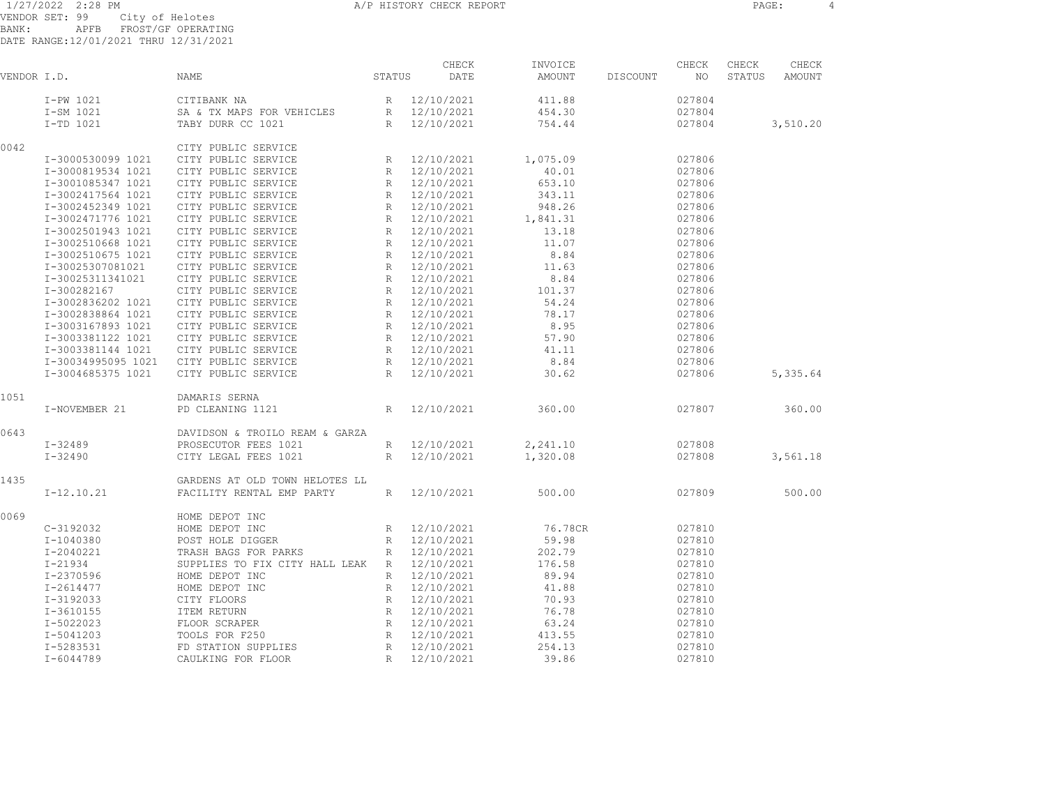1/27/2022 2:28 PM A/P HISTORY CHECK REPORT
VENDOR SET: 99 City of Helotes
BANK: APFB FROST/GF OPERATING
DATE RANGE:12/01/2021 THRU 12/31/2021

| VENDOR I.D. | | NAME | STATUS | CHECK DATE | INVOICE AMOUNT | DISCOUNT | CHECK NO | CHECK STATUS | CHECK AMOUNT |
|---|---|---|---|---|---|---|---|---|---|
| | I-PW 1021 | CITIBANK NA | R | 12/10/2021 | 411.88 | | 027804 | | |
| | I-SM 1021 | SA & TX MAPS FOR VEHICLES | R | 12/10/2021 | 454.30 | | 027804 | | |
| | I-TD 1021 | TABY DURR CC 1021 | R | 12/10/2021 | 754.44 | | 027804 | | 3,510.20 |
| 0042 | | CITY PUBLIC SERVICE | | | | | | | |
| | I-3000530099 1021 | CITY PUBLIC SERVICE | R | 12/10/2021 | 1,075.09 | | 027806 | | |
| | I-3000819534 1021 | CITY PUBLIC SERVICE | R | 12/10/2021 | 40.01 | | 027806 | | |
| | I-3001085347 1021 | CITY PUBLIC SERVICE | R | 12/10/2021 | 653.10 | | 027806 | | |
| | I-3002417564 1021 | CITY PUBLIC SERVICE | R | 12/10/2021 | 343.11 | | 027806 | | |
| | I-3002452349 1021 | CITY PUBLIC SERVICE | R | 12/10/2021 | 948.26 | | 027806 | | |
| | I-3002471776 1021 | CITY PUBLIC SERVICE | R | 12/10/2021 | 1,841.31 | | 027806 | | |
| | I-3002501943 1021 | CITY PUBLIC SERVICE | R | 12/10/2021 | 13.18 | | 027806 | | |
| | I-3002510668 1021 | CITY PUBLIC SERVICE | R | 12/10/2021 | 11.07 | | 027806 | | |
| | I-3002510675 1021 | CITY PUBLIC SERVICE | R | 12/10/2021 | 8.84 | | 027806 | | |
| | I-30025307081021 | CITY PUBLIC SERVICE | R | 12/10/2021 | 11.63 | | 027806 | | |
| | I-30025311341021 | CITY PUBLIC SERVICE | R | 12/10/2021 | 8.84 | | 027806 | | |
| | I-300282167 | CITY PUBLIC SERVICE | R | 12/10/2021 | 101.37 | | 027806 | | |
| | I-3002836202 1021 | CITY PUBLIC SERVICE | R | 12/10/2021 | 54.24 | | 027806 | | |
| | I-3002838864 1021 | CITY PUBLIC SERVICE | R | 12/10/2021 | 78.17 | | 027806 | | |
| | I-3003167893 1021 | CITY PUBLIC SERVICE | R | 12/10/2021 | 8.95 | | 027806 | | |
| | I-3003381122 1021 | CITY PUBLIC SERVICE | R | 12/10/2021 | 57.90 | | 027806 | | |
| | I-3003381144 1021 | CITY PUBLIC SERVICE | R | 12/10/2021 | 41.11 | | 027806 | | |
| | I-30034995095 1021 | CITY PUBLIC SERVICE | R | 12/10/2021 | 8.84 | | 027806 | | |
| | I-3004685375 1021 | CITY PUBLIC SERVICE | R | 12/10/2021 | 30.62 | | 027806 | | 5,335.64 |
| 1051 | | DAMARIS SERNA | | | | | | | |
| | I-NOVEMBER 21 | PD CLEANING 1121 | R | 12/10/2021 | 360.00 | | 027807 | | 360.00 |
| 0643 | | DAVIDSON & TROILO REAM & GARZA | | | | | | | |
| | I-32489 | PROSECUTOR FEES 1021 | R | 12/10/2021 | 2,241.10 | | 027808 | | |
| | I-32490 | CITY LEGAL FEES 1021 | R | 12/10/2021 | 1,320.08 | | 027808 | | 3,561.18 |
| 1435 | | GARDENS AT OLD TOWN HELOTES LL | | | | | | | |
| | I-12.10.21 | FACILITY RENTAL EMP PARTY | R | 12/10/2021 | 500.00 | | 027809 | | 500.00 |
| 0069 | | HOME DEPOT INC | | | | | | | |
| | C-3192032 | HOME DEPOT INC | R | 12/10/2021 | 76.78CR | | 027810 | | |
| | I-1040380 | POST HOLE DIGGER | R | 12/10/2021 | 59.98 | | 027810 | | |
| | I-2040221 | TRASH BAGS FOR PARKS | R | 12/10/2021 | 202.79 | | 027810 | | |
| | I-21934 | SUPPLIES TO FIX CITY HALL LEAK | R | 12/10/2021 | 176.58 | | 027810 | | |
| | I-2370596 | HOME DEPOT INC | R | 12/10/2021 | 89.94 | | 027810 | | |
| | I-2614477 | HOME DEPOT INC | R | 12/10/2021 | 41.88 | | 027810 | | |
| | I-3192033 | CITY FLOORS | R | 12/10/2021 | 70.93 | | 027810 | | |
| | I-3610155 | ITEM RETURN | R | 12/10/2021 | 76.78 | | 027810 | | |
| | I-5022023 | FLOOR SCRAPER | R | 12/10/2021 | 63.24 | | 027810 | | |
| | I-5041203 | TOOLS FOR F250 | R | 12/10/2021 | 413.55 | | 027810 | | |
| | I-5283531 | FD STATION SUPPLIES | R | 12/10/2021 | 254.13 | | 027810 | | |
| | I-6044789 | CAULKING FOR FLOOR | R | 12/10/2021 | 39.86 | | 027810 | | |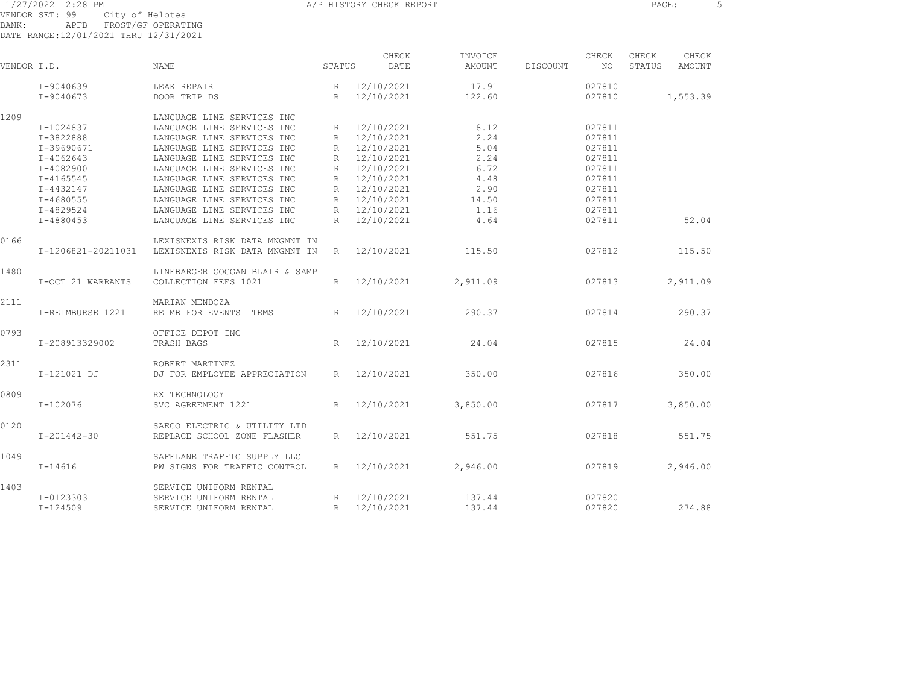1/27/2022 2:28 PM A/P HISTORY CHECK REPORT

VENDOR SET: 99 City of Helotes
BANK: APFB FROST/GF OPERATING
DATE RANGE: 12/01/2021 THRU 12/31/2021

| VENDOR I.D. | NAME | STATUS | CHECK DATE | INVOICE AMOUNT | DISCOUNT | CHECK NO | CHECK STATUS | CHECK AMOUNT |
|---|---|---|---|---|---|---|---|---|
| I-9040639 | LEAK REPAIR | R | 12/10/2021 | 17.91 | | 027810 | | |
| I-9040673 | DOOR TRIP DS | R | 12/10/2021 | 122.60 | | 027810 | | 1,553.39 |
| 1209 | LANGUAGE LINE SERVICES INC | | | | | | | |
| I-1024837 | LANGUAGE LINE SERVICES INC | R | 12/10/2021 | 8.12 | | 027811 | | |
| I-3822888 | LANGUAGE LINE SERVICES INC | R | 12/10/2021 | 2.24 | | 027811 | | |
| I-39690671 | LANGUAGE LINE SERVICES INC | R | 12/10/2021 | 5.04 | | 027811 | | |
| I-4062643 | LANGUAGE LINE SERVICES INC | R | 12/10/2021 | 2.24 | | 027811 | | |
| I-4082900 | LANGUAGE LINE SERVICES INC | R | 12/10/2021 | 6.72 | | 027811 | | |
| I-4165545 | LANGUAGE LINE SERVICES INC | R | 12/10/2021 | 4.48 | | 027811 | | |
| I-4432147 | LANGUAGE LINE SERVICES INC | R | 12/10/2021 | 2.90 | | 027811 | | |
| I-4680555 | LANGUAGE LINE SERVICES INC | R | 12/10/2021 | 14.50 | | 027811 | | |
| I-4829524 | LANGUAGE LINE SERVICES INC | R | 12/10/2021 | 1.16 | | 027811 | | |
| I-4880453 | LANGUAGE LINE SERVICES INC | R | 12/10/2021 | 4.64 | | 027811 | | 52.04 |
| 0166 | LEXISNEXIS RISK DATA MNGMNT IN | | | | | | | |
| I-1206821-20211031 | LEXISNEXIS RISK DATA MNGMNT IN | R | 12/10/2021 | 115.50 | | 027812 | | 115.50 |
| 1480 | LINEBARGER GOGGAN BLAIR & SAMP | | | | | | | |
| I-OCT 21 WARRANTS | COLLECTION FEES 1021 | R | 12/10/2021 | 2,911.09 | | 027813 | | 2,911.09 |
| 2111 | MARIAN MENDOZA | | | | | | | |
| I-REIMBURSE 1221 | REIMB FOR EVENTS ITEMS | R | 12/10/2021 | 290.37 | | 027814 | | 290.37 |
| 0793 | OFFICE DEPOT INC | | | | | | | |
| I-208913329002 | TRASH BAGS | R | 12/10/2021 | 24.04 | | 027815 | | 24.04 |
| 2311 | ROBERT MARTINEZ | | | | | | | |
| I-121021 DJ | DJ FOR EMPLOYEE APPRECIATION | R | 12/10/2021 | 350.00 | | 027816 | | 350.00 |
| 0809 | RX TECHNOLOGY | | | | | | | |
| I-102076 | SVC AGREEMENT 1221 | R | 12/10/2021 | 3,850.00 | | 027817 | | 3,850.00 |
| 0120 | SAECO ELECTRIC & UTILITY LTD | | | | | | | |
| I-201442-30 | REPLACE SCHOOL ZONE FLASHER | R | 12/10/2021 | 551.75 | | 027818 | | 551.75 |
| 1049 | SAFELANE TRAFFIC SUPPLY LLC | | | | | | | |
| I-14616 | PW SIGNS FOR TRAFFIC CONTROL | R | 12/10/2021 | 2,946.00 | | 027819 | | 2,946.00 |
| 1403 | SERVICE UNIFORM RENTAL | | | | | | | |
| I-0123303 | SERVICE UNIFORM RENTAL | R | 12/10/2021 | 137.44 | | 027820 | | |
| I-124509 | SERVICE UNIFORM RENTAL | R | 12/10/2021 | 137.44 | | 027820 | | 274.88 |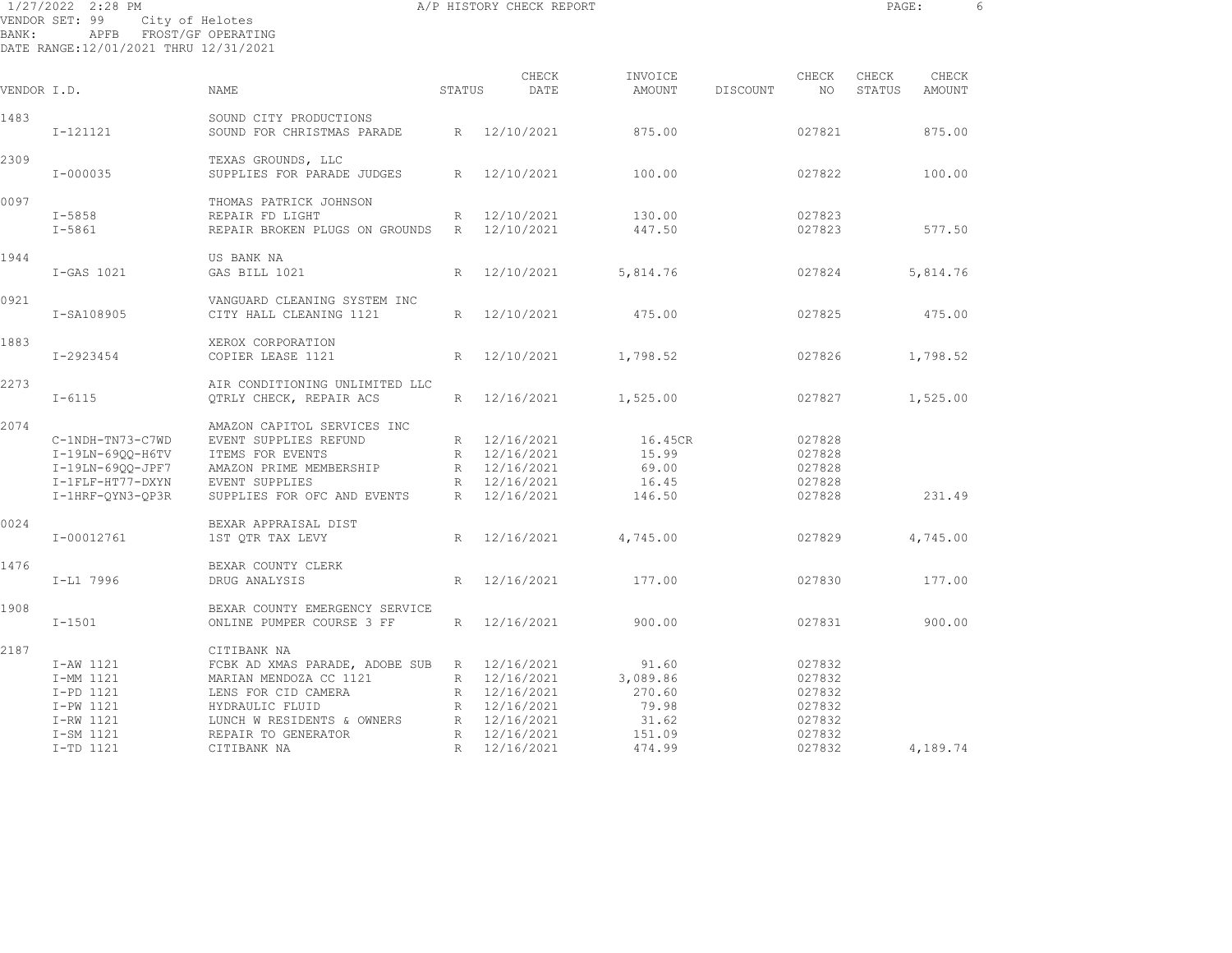1/27/2022 2:28 PM A/P HISTORY CHECK REPORT

VENDOR SET: 99 City of Helotes
BANK: APFB FROST/GF OPERATING
DATE RANGE:12/01/2021 THRU 12/31/2021

| VENDOR I.D. | NAME | STATUS | CHECK DATE | INVOICE AMOUNT | DISCOUNT | CHECK NO | CHECK STATUS | CHECK AMOUNT |
|---|---|---|---|---|---|---|---|---|
| 1483 | SOUND CITY PRODUCTIONS | | | | | | | |
| I-121121 | SOUND FOR CHRISTMAS PARADE | R | 12/10/2021 | 875.00 | | 027821 | | 875.00 |
| 2309 | TEXAS GROUNDS, LLC | | | | | | | |
| I-000035 | SUPPLIES FOR PARADE JUDGES | R | 12/10/2021 | 100.00 | | 027822 | | 100.00 |
| 0097 | THOMAS PATRICK JOHNSON | | | | | | | |
| I-5858 | REPAIR FD LIGHT | R | 12/10/2021 | 130.00 | | 027823 | | |
| I-5861 | REPAIR BROKEN PLUGS ON GROUNDS | R | 12/10/2021 | 447.50 | | 027823 | | 577.50 |
| 1944 | US BANK NA | | | | | | | |
| I-GAS 1021 | GAS BILL 1021 | R | 12/10/2021 | 5,814.76 | | 027824 | | 5,814.76 |
| 0921 | VANGUARD CLEANING SYSTEM INC | | | | | | | |
| I-SA108905 | CITY HALL CLEANING 1121 | R | 12/10/2021 | 475.00 | | 027825 | | 475.00 |
| 1883 | XEROX CORPORATION | | | | | | | |
| I-2923454 | COPIER LEASE 1121 | R | 12/10/2021 | 1,798.52 | | 027826 | | 1,798.52 |
| 2273 | AIR CONDITIONING UNLIMITED LLC | | | | | | | |
| I-6115 | QTRLY CHECK, REPAIR ACS | R | 12/16/2021 | 1,525.00 | | 027827 | | 1,525.00 |
| 2074 | AMAZON CAPITOL SERVICES INC | | | | | | | |
| C-1NDH-TN73-C7WD | EVENT SUPPLIES REFUND | R | 12/16/2021 | 16.45CR | | 027828 | | |
| I-19LN-69QQ-H6TV | ITEMS FOR EVENTS | R | 12/16/2021 | 15.99 | | 027828 | | |
| I-19LN-69QQ-JPF7 | AMAZON PRIME MEMBERSHIP | R | 12/16/2021 | 69.00 | | 027828 | | |
| I-1FLF-HT77-DXYN | EVENT SUPPLIES | R | 12/16/2021 | 16.45 | | 027828 | | |
| I-1HRF-QYN3-QP3R | SUPPLIES FOR OFC AND EVENTS | R | 12/16/2021 | 146.50 | | 027828 | | 231.49 |
| 0024 | BEXAR APPRAISAL DIST | | | | | | | |
| I-00012761 | 1ST QTR TAX LEVY | R | 12/16/2021 | 4,745.00 | | 027829 | | 4,745.00 |
| 1476 | BEXAR COUNTY CLERK | | | | | | | |
| I-L1 7996 | DRUG ANALYSIS | R | 12/16/2021 | 177.00 | | 027830 | | 177.00 |
| 1908 | BEXAR COUNTY EMERGENCY SERVICE | | | | | | | |
| I-1501 | ONLINE PUMPER COURSE 3 FF | R | 12/16/2021 | 900.00 | | 027831 | | 900.00 |
| 2187 | CITIBANK NA | | | | | | | |
| I-AW 1121 | FCBK AD XMAS PARADE, ADOBE SUB | R | 12/16/2021 | 91.60 | | 027832 | | |
| I-MM 1121 | MARIAN MENDOZA CC 1121 | R | 12/16/2021 | 3,089.86 | | 027832 | | |
| I-PD 1121 | LENS FOR CID CAMERA | R | 12/16/2021 | 270.60 | | 027832 | | |
| I-PW 1121 | HYDRAULIC FLUID | R | 12/16/2021 | 79.98 | | 027832 | | |
| I-RW 1121 | LUNCH W RESIDENTS & OWNERS | R | 12/16/2021 | 31.62 | | 027832 | | |
| I-SM 1121 | REPAIR TO GENERATOR | R | 12/16/2021 | 151.09 | | 027832 | | |
| I-TD 1121 | CITIBANK NA | R | 12/16/2021 | 474.99 | | 027832 | | 4,189.74 |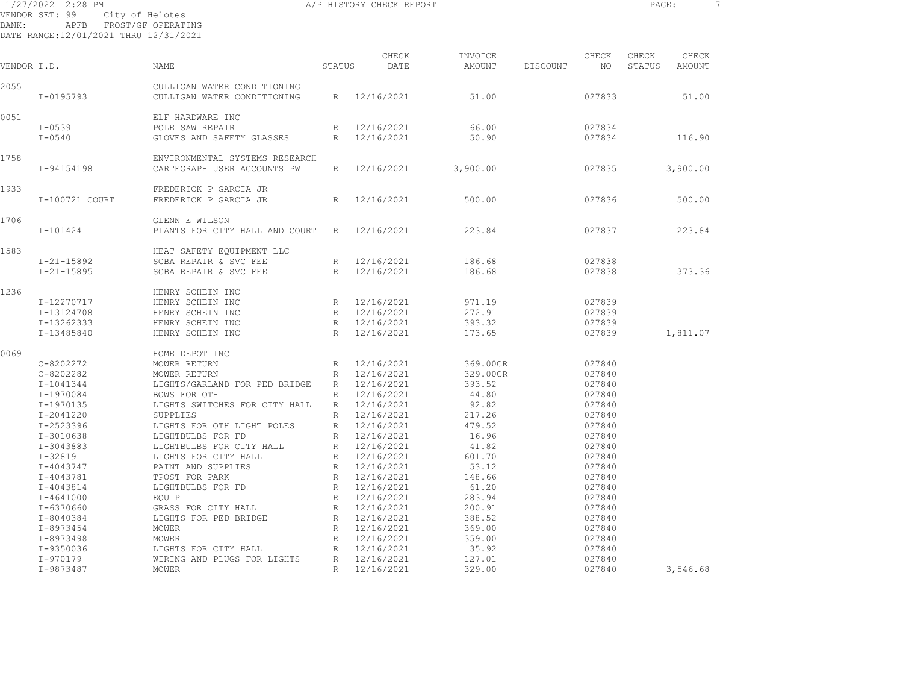1/27/2022 2:28 PM A/P HISTORY CHECK REPORT

VENDOR SET: 99 City of Helotes
BANK: APFB FROST/GF OPERATING
DATE RANGE:12/01/2021 THRU 12/31/2021

| VENDOR I.D. | NAME | STATUS | CHECK DATE | INVOICE AMOUNT | DISCOUNT | CHECK NO | CHECK STATUS | CHECK AMOUNT |
|---|---|---|---|---|---|---|---|---|
| 2055 | CULLIGAN WATER CONDITIONING | | | | | | | |
| I-0195793 | CULLIGAN WATER CONDITIONING | R | 12/16/2021 | 51.00 | | 027833 | | 51.00 |
| 0051 | ELF HARDWARE INC | | | | | | | |
| I-0539 | POLE SAW REPAIR | R | 12/16/2021 | 66.00 | | 027834 | | |
| I-0540 | GLOVES AND SAFETY GLASSES | R | 12/16/2021 | 50.90 | | 027834 | | 116.90 |
| 1758 | ENVIRONMENTAL SYSTEMS RESEARCH | | | | | | | |
| I-94154198 | CARTEGRAPH USER ACCOUNTS PW | R | 12/16/2021 | 3,900.00 | | 027835 | | 3,900.00 |
| 1933 | FREDERICK P GARCIA JR | | | | | | | |
| I-100721 COURT | FREDERICK P GARCIA JR | R | 12/16/2021 | 500.00 | | 027836 | | 500.00 |
| 1706 | GLENN E WILSON | | | | | | | |
| I-101424 | PLANTS FOR CITY HALL AND COURT | R | 12/16/2021 | 223.84 | | 027837 | | 223.84 |
| 1583 | HEAT SAFETY EQUIPMENT LLC | | | | | | | |
| I-21-15892 | SCBA REPAIR & SVC FEE | R | 12/16/2021 | 186.68 | | 027838 | | |
| I-21-15895 | SCBA REPAIR & SVC FEE | R | 12/16/2021 | 186.68 | | 027838 | | 373.36 |
| 1236 | HENRY SCHEIN INC | | | | | | | |
| I-12270717 | HENRY SCHEIN INC | R | 12/16/2021 | 971.19 | | 027839 | | |
| I-13124708 | HENRY SCHEIN INC | R | 12/16/2021 | 272.91 | | 027839 | | |
| I-13262333 | HENRY SCHEIN INC | R | 12/16/2021 | 393.32 | | 027839 | | |
| I-13485840 | HENRY SCHEIN INC | R | 12/16/2021 | 173.65 | | 027839 | | 1,811.07 |
| 0069 | HOME DEPOT INC | | | | | | | |
| C-8202272 | MOWER RETURN | R | 12/16/2021 | 369.00CR | | 027840 | | |
| C-8202282 | MOWER RETURN | R | 12/16/2021 | 329.00CR | | 027840 | | |
| I-1041344 | LIGHTS/GARLAND FOR PED BRIDGE | R | 12/16/2021 | 393.52 | | 027840 | | |
| I-1970084 | BOWS FOR OTH | R | 12/16/2021 | 44.80 | | 027840 | | |
| I-1970135 | LIGHTS SWITCHES FOR CITY HALL | R | 12/16/2021 | 92.82 | | 027840 | | |
| I-2041220 | SUPPLIES | R | 12/16/2021 | 217.26 | | 027840 | | |
| I-2523396 | LIGHTS FOR OTH LIGHT POLES | R | 12/16/2021 | 479.52 | | 027840 | | |
| I-3010638 | LIGHTBULBS FOR FD | R | 12/16/2021 | 16.96 | | 027840 | | |
| I-3043883 | LIGHTBULBS FOR CITY HALL | R | 12/16/2021 | 41.82 | | 027840 | | |
| I-32819 | LIGHTS FOR CITY HALL | R | 12/16/2021 | 601.70 | | 027840 | | |
| I-4043747 | PAINT AND SUPPLIES | R | 12/16/2021 | 53.12 | | 027840 | | |
| I-4043781 | TPOST FOR PARK | R | 12/16/2021 | 148.66 | | 027840 | | |
| I-4043814 | LIGHTBULBS FOR FD | R | 12/16/2021 | 61.20 | | 027840 | | |
| I-4641000 | EQUIP | R | 12/16/2021 | 283.94 | | 027840 | | |
| I-6370660 | GRASS FOR CITY HALL | R | 12/16/2021 | 200.91 | | 027840 | | |
| I-8040384 | LIGHTS FOR PED BRIDGE | R | 12/16/2021 | 388.52 | | 027840 | | |
| I-8973454 | MOWER | R | 12/16/2021 | 369.00 | | 027840 | | |
| I-8973498 | MOWER | R | 12/16/2021 | 359.00 | | 027840 | | |
| I-9350036 | LIGHTS FOR CITY HALL | R | 12/16/2021 | 35.92 | | 027840 | | |
| I-970179 | WIRING AND PLUGS FOR LIGHTS | R | 12/16/2021 | 127.01 | | 027840 | | |
| I-9873487 | MOWER | R | 12/16/2021 | 329.00 | | 027840 | | 3,546.68 |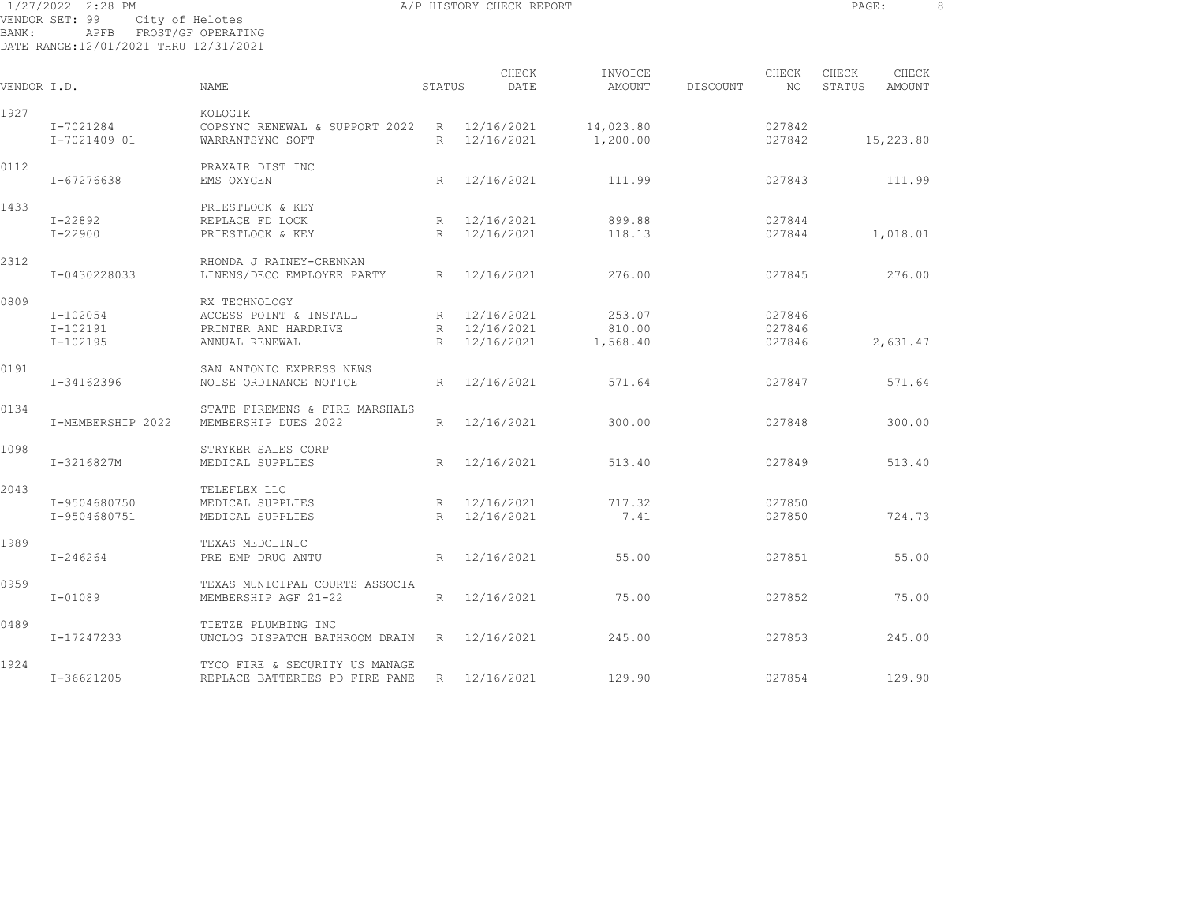1/27/2022 2:28 PM A/P HISTORY CHECK REPORT

VENDOR SET: 99 City of Helotes
BANK: APFB FROST/GF OPERATING
DATE RANGE:12/01/2021 THRU 12/31/2021

| VENDOR I.D. | NAME | STATUS | CHECK DATE | INVOICE AMOUNT | DISCOUNT | CHECK NO | CHECK STATUS | CHECK AMOUNT |
|---|---|---|---|---|---|---|---|---|
| 1927 | KOLOGIK | | | | | | | |
| I-7021284 | COPSYNC RENEWAL & SUPPORT 2022 | R | 12/16/2021 | 14,023.80 | | 027842 | | |
| I-7021409 01 | WARRANTSYNC SOFT | R | 12/16/2021 | 1,200.00 | | 027842 | | 15,223.80 |
| 0112 | PRAXAIR DIST INC | | | | | | | |
| I-67276638 | EMS OXYGEN | R | 12/16/2021 | 111.99 | | 027843 | | 111.99 |
| 1433 | PRIESTLOCK & KEY | | | | | | | |
| I-22892 | REPLACE FD LOCK | R | 12/16/2021 | 899.88 | | 027844 | | |
| I-22900 | PRIESTLOCK & KEY | R | 12/16/2021 | 118.13 | | 027844 | | 1,018.01 |
| 2312 | RHONDA J RAINEY-CRENNAN | | | | | | | |
| I-0430228033 | LINENS/DECO EMPLOYEE PARTY | R | 12/16/2021 | 276.00 | | 027845 | | 276.00 |
| 0809 | RX TECHNOLOGY | | | | | | | |
| I-102054 | ACCESS POINT & INSTALL | R | 12/16/2021 | 253.07 | | 027846 | | |
| I-102191 | PRINTER AND HARDRIVE | R | 12/16/2021 | 810.00 | | 027846 | | |
| I-102195 | ANNUAL RENEWAL | R | 12/16/2021 | 1,568.40 | | 027846 | | 2,631.47 |
| 0191 | SAN ANTONIO EXPRESS NEWS | | | | | | | |
| I-34162396 | NOISE ORDINANCE NOTICE | R | 12/16/2021 | 571.64 | | 027847 | | 571.64 |
| 0134 | STATE FIREMENS & FIRE MARSHALS | | | | | | | |
| I-MEMBERSHIP 2022 | MEMBERSHIP DUES 2022 | R | 12/16/2021 | 300.00 | | 027848 | | 300.00 |
| 1098 | STRYKER SALES CORP | | | | | | | |
| I-3216827M | MEDICAL SUPPLIES | R | 12/16/2021 | 513.40 | | 027849 | | 513.40 |
| 2043 | TELEFLEX LLC | | | | | | | |
| I-9504680750 | MEDICAL SUPPLIES | R | 12/16/2021 | 717.32 | | 027850 | | |
| I-9504680751 | MEDICAL SUPPLIES | R | 12/16/2021 | 7.41 | | 027850 | | 724.73 |
| 1989 | TEXAS MEDCLINIC | | | | | | | |
| I-246264 | PRE EMP DRUG ANTU | R | 12/16/2021 | 55.00 | | 027851 | | 55.00 |
| 0959 | TEXAS MUNICIPAL COURTS ASSOCIA | | | | | | | |
| I-01089 | MEMBERSHIP AGF 21-22 | R | 12/16/2021 | 75.00 | | 027852 | | 75.00 |
| 0489 | TIETZE PLUMBING INC | | | | | | | |
| I-17247233 | UNCLOG DISPATCH BATHROOM DRAIN | R | 12/16/2021 | 245.00 | | 027853 | | 245.00 |
| 1924 | TYCO FIRE & SECURITY US MANAGE | | | | | | | |
| I-36621205 | REPLACE BATTERIES PD FIRE PANE | R | 12/16/2021 | 129.90 | | 027854 | | 129.90 |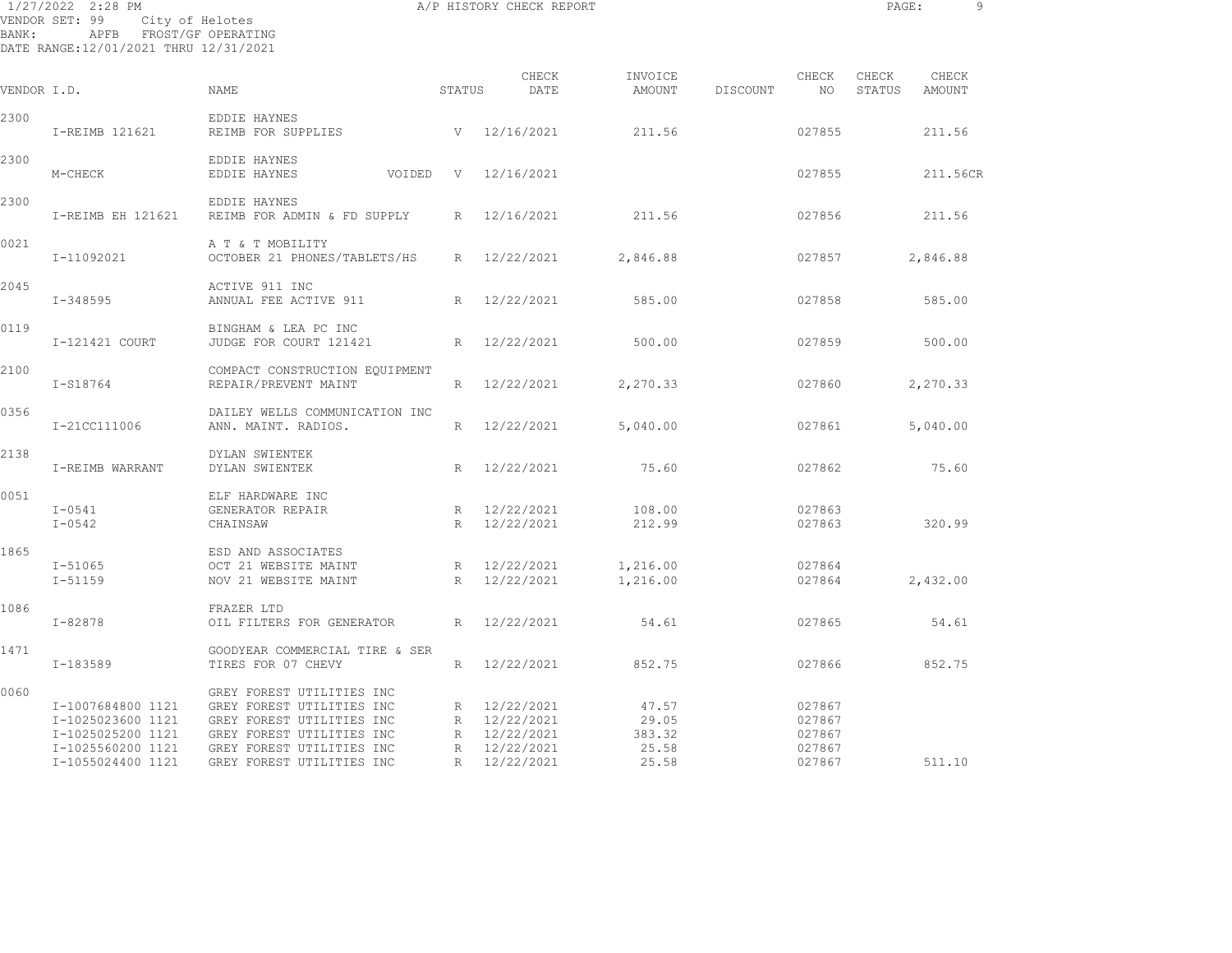1/27/2022 2:28 PM A/P HISTORY CHECK REPORT

VENDOR SET: 99 City of Helotes
BANK: APFB FROST/GF OPERATING
DATE RANGE:12/01/2021 THRU 12/31/2021

| VENDOR I.D. | | NAME | | STATUS | CHECK DATE | INVOICE AMOUNT | DISCOUNT | CHECK NO | CHECK STATUS | CHECK AMOUNT |
|---|---|---|---|---|---|---|---|---|---|---|
| 2300 | | EDDIE HAYNES | | | | | | | | |
| | I-REIMB 121621 | REIMB FOR SUPPLIES | | V | 12/16/2021 | 211.56 | | 027855 | | 211.56 |
| 2300 | | EDDIE HAYNES | | | | | | | | |
| | M-CHECK | EDDIE HAYNES | VOIDED | V | 12/16/2021 | | | 027855 | | 211.56CR |
| 2300 | | EDDIE HAYNES | | | | | | | | |
| | I-REIMB EH 121621 | REIMB FOR ADMIN & FD SUPPLY | | R | 12/16/2021 | 211.56 | | 027856 | | 211.56 |
| 0021 | | A T & T MOBILITY | | | | | | | | |
| | I-11092021 | OCTOBER 21 PHONES/TABLETS/HS | | R | 12/22/2021 | 2,846.88 | | 027857 | | 2,846.88 |
| 2045 | | ACTIVE 911 INC | | | | | | | | |
| | I-348595 | ANNUAL FEE ACTIVE 911 | | R | 12/22/2021 | 585.00 | | 027858 | | 585.00 |
| 0119 | | BINGHAM & LEA PC INC | | | | | | | | |
| | I-121421 COURT | JUDGE FOR COURT 121421 | | R | 12/22/2021 | 500.00 | | 027859 | | 500.00 |
| 2100 | | COMPACT CONSTRUCTION EQUIPMENT | | | | | | | | |
| | I-S18764 | REPAIR/PREVENT MAINT | | R | 12/22/2021 | 2,270.33 | | 027860 | | 2,270.33 |
| 0356 | | DAILEY WELLS COMMUNICATION INC | | | | | | | | |
| | I-21CC111006 | ANN. MAINT. RADIOS. | | R | 12/22/2021 | 5,040.00 | | 027861 | | 5,040.00 |
| 2138 | | DYLAN SWIENTEK | | | | | | | | |
| | I-REIMB WARRANT | DYLAN SWIENTEK | | R | 12/22/2021 | 75.60 | | 027862 | | 75.60 |
| 0051 | | ELF HARDWARE INC | | | | | | | | |
| | I-0541 | GENERATOR REPAIR | | R | 12/22/2021 | 108.00 | | 027863 | | |
| | I-0542 | CHAINSAW | | R | 12/22/2021 | 212.99 | | 027863 | | 320.99 |
| 1865 | | ESD AND ASSOCIATES | | | | | | | | |
| | I-51065 | OCT 21 WEBSITE MAINT | | R | 12/22/2021 | 1,216.00 | | 027864 | | |
| | I-51159 | NOV 21 WEBSITE MAINT | | R | 12/22/2021 | 1,216.00 | | 027864 | | 2,432.00 |
| 1086 | | FRAZER LTD | | | | | | | | |
| | I-82878 | OIL FILTERS FOR GENERATOR | | R | 12/22/2021 | 54.61 | | 027865 | | 54.61 |
| 1471 | | GOODYEAR COMMERCIAL TIRE & SER | | | | | | | | |
| | I-183589 | TIRES FOR 07 CHEVY | | R | 12/22/2021 | 852.75 | | 027866 | | 852.75 |
| 0060 | | GREY FOREST UTILITIES INC | | | | | | | | |
| | I-1007684800 1121 | GREY FOREST UTILITIES INC | | R | 12/22/2021 | 47.57 | | 027867 | | |
| | I-1025023600 1121 | GREY FOREST UTILITIES INC | | R | 12/22/2021 | 29.05 | | 027867 | | |
| | I-1025025200 1121 | GREY FOREST UTILITIES INC | | R | 12/22/2021 | 383.32 | | 027867 | | |
| | I-1025560200 1121 | GREY FOREST UTILITIES INC | | R | 12/22/2021 | 25.58 | | 027867 | | |
| | I-1055024400 1121 | GREY FOREST UTILITIES INC | | R | 12/22/2021 | 25.58 | | 027867 | | 511.10 |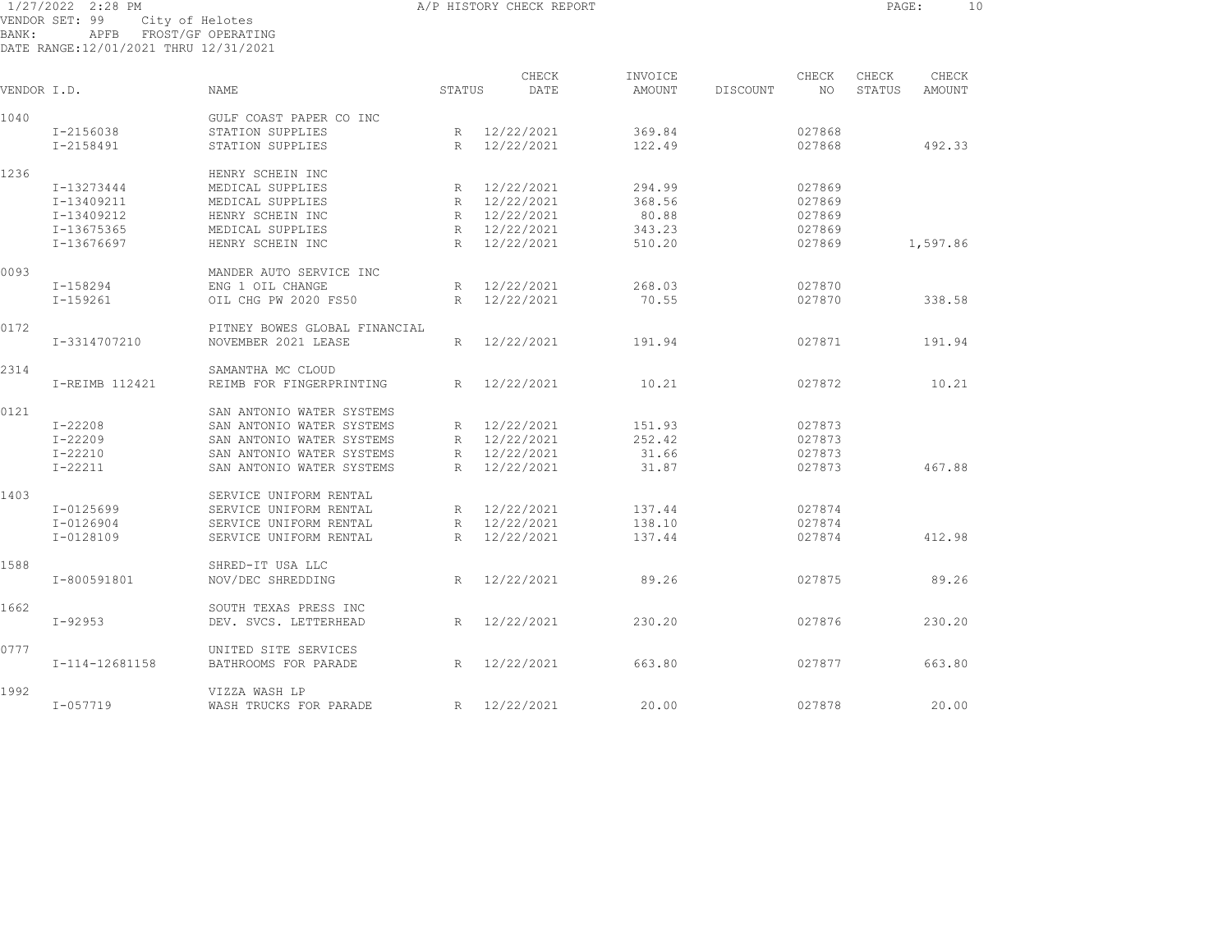1/27/2022 2:28 PM A/P HISTORY CHECK REPORT

VENDOR SET: 99 City of Helotes
BANK: APFB FROST/GF OPERATING
DATE RANGE:12/01/2021 THRU 12/31/2021

| VENDOR I.D. | NAME | STATUS | CHECK DATE | INVOICE AMOUNT | DISCOUNT | CHECK NO | CHECK STATUS | CHECK AMOUNT |
|---|---|---|---|---|---|---|---|---|
| 1040 | GULF COAST PAPER CO INC | | | | | | | |
| I-2156038 | STATION SUPPLIES | R | 12/22/2021 | 369.84 | | 027868 | | |
| I-2158491 | STATION SUPPLIES | R | 12/22/2021 | 122.49 | | 027868 | | 492.33 |
| 1236 | HENRY SCHEIN INC | | | | | | | |
| I-13273444 | MEDICAL SUPPLIES | R | 12/22/2021 | 294.99 | | 027869 | | |
| I-13409211 | MEDICAL SUPPLIES | R | 12/22/2021 | 368.56 | | 027869 | | |
| I-13409212 | HENRY SCHEIN INC | R | 12/22/2021 | 80.88 | | 027869 | | |
| I-13675365 | MEDICAL SUPPLIES | R | 12/22/2021 | 343.23 | | 027869 | | |
| I-13676697 | HENRY SCHEIN INC | R | 12/22/2021 | 510.20 | | 027869 | | 1,597.86 |
| 0093 | MANDER AUTO SERVICE INC | | | | | | | |
| I-158294 | ENG 1 OIL CHANGE | R | 12/22/2021 | 268.03 | | 027870 | | |
| I-159261 | OIL CHG PW 2020 FS50 | R | 12/22/2021 | 70.55 | | 027870 | | 338.58 |
| 0172 | PITNEY BOWES GLOBAL FINANCIAL | | | | | | | |
| I-3314707210 | NOVEMBER 2021 LEASE | R | 12/22/2021 | 191.94 | | 027871 | | 191.94 |
| 2314 | SAMANTHA MC CLOUD | | | | | | | |
| I-REIMB 112421 | REIMB FOR FINGERPRINTING | R | 12/22/2021 | 10.21 | | 027872 | | 10.21 |
| 0121 | SAN ANTONIO WATER SYSTEMS | | | | | | | |
| I-22208 | SAN ANTONIO WATER SYSTEMS | R | 12/22/2021 | 151.93 | | 027873 | | |
| I-22209 | SAN ANTONIO WATER SYSTEMS | R | 12/22/2021 | 252.42 | | 027873 | | |
| I-22210 | SAN ANTONIO WATER SYSTEMS | R | 12/22/2021 | 31.66 | | 027873 | | |
| I-22211 | SAN ANTONIO WATER SYSTEMS | R | 12/22/2021 | 31.87 | | 027873 | | 467.88 |
| 1403 | SERVICE UNIFORM RENTAL | | | | | | | |
| I-0125699 | SERVICE UNIFORM RENTAL | R | 12/22/2021 | 137.44 | | 027874 | | |
| I-0126904 | SERVICE UNIFORM RENTAL | R | 12/22/2021 | 138.10 | | 027874 | | |
| I-0128109 | SERVICE UNIFORM RENTAL | R | 12/22/2021 | 137.44 | | 027874 | | 412.98 |
| 1588 | SHRED-IT USA LLC | | | | | | | |
| I-800591801 | NOV/DEC SHREDDING | R | 12/22/2021 | 89.26 | | 027875 | | 89.26 |
| 1662 | SOUTH TEXAS PRESS INC | | | | | | | |
| I-92953 | DEV. SVCS. LETTERHEAD | R | 12/22/2021 | 230.20 | | 027876 | | 230.20 |
| 0777 | UNITED SITE SERVICES | | | | | | | |
| I-114-12681158 | BATHROOMS FOR PARADE | R | 12/22/2021 | 663.80 | | 027877 | | 663.80 |
| 1992 | VIZZA WASH LP | | | | | | | |
| I-057719 | WASH TRUCKS FOR PARADE | R | 12/22/2021 | 20.00 | | 027878 | | 20.00 |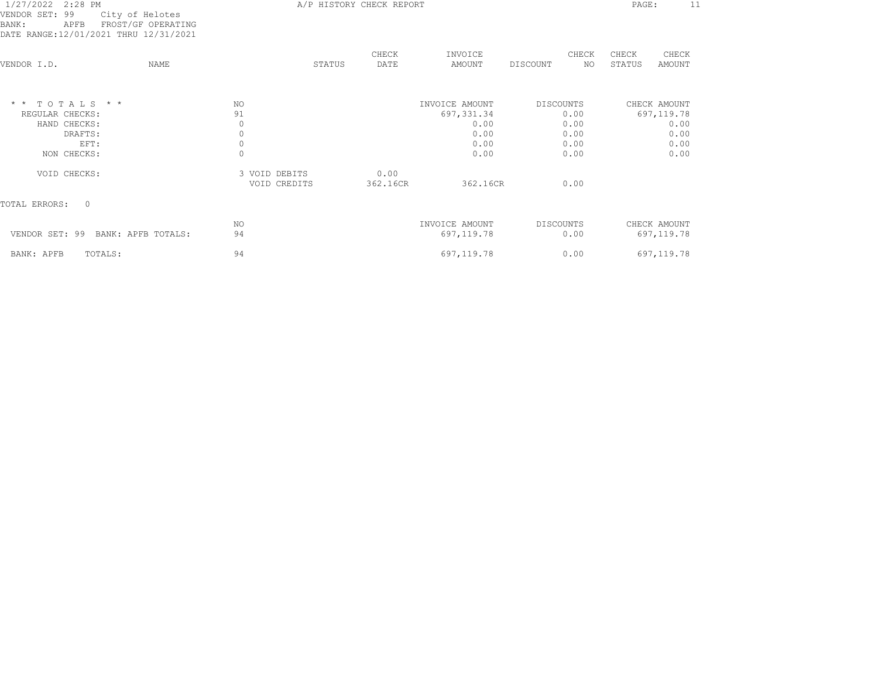1/27/2022 2:28 PM — A/P HISTORY CHECK REPORT

VENDOR SET: 99 City of Helotes
BANK: APFB FROST/GF OPERATING
DATE RANGE:12/01/2021 THRU 12/31/2021

| VENDOR I.D. | NAME | STATUS | CHECK DATE | INVOICE AMOUNT | DISCOUNT | CHECK NO | CHECK STATUS | CHECK AMOUNT |
|---|---|---|---|---|---|---|---|---|

| * * T O T A L S * * | NO | | | INVOICE AMOUNT | DISCOUNTS | CHECK AMOUNT |
|---|---|---|---|---|---|---|
| REGULAR CHECKS: | 91 | | | 697,331.34 | 0.00 | 697,119.78 |
| HAND CHECKS: | 0 | | | 0.00 | 0.00 | 0.00 |
| DRAFTS: | 0 | | | 0.00 | 0.00 | 0.00 |
| EFT: | 0 | | | 0.00 | 0.00 | 0.00 |
| NON CHECKS: | 0 | | | 0.00 | 0.00 | 0.00 |
| VOID CHECKS: | 3 | VOID DEBITS | 0.00 | | | |
| | | VOID CREDITS | 362.16CR | 362.16CR | 0.00 | |

TOTAL ERRORS: 0

| | NO | INVOICE AMOUNT | DISCOUNTS | CHECK AMOUNT |
|---|---|---|---|---|
| VENDOR SET: 99 BANK: APFB TOTALS: | 94 | 697,119.78 | 0.00 | 697,119.78 |
| BANK: APFB TOTALS: | 94 | 697,119.78 | 0.00 | 697,119.78 |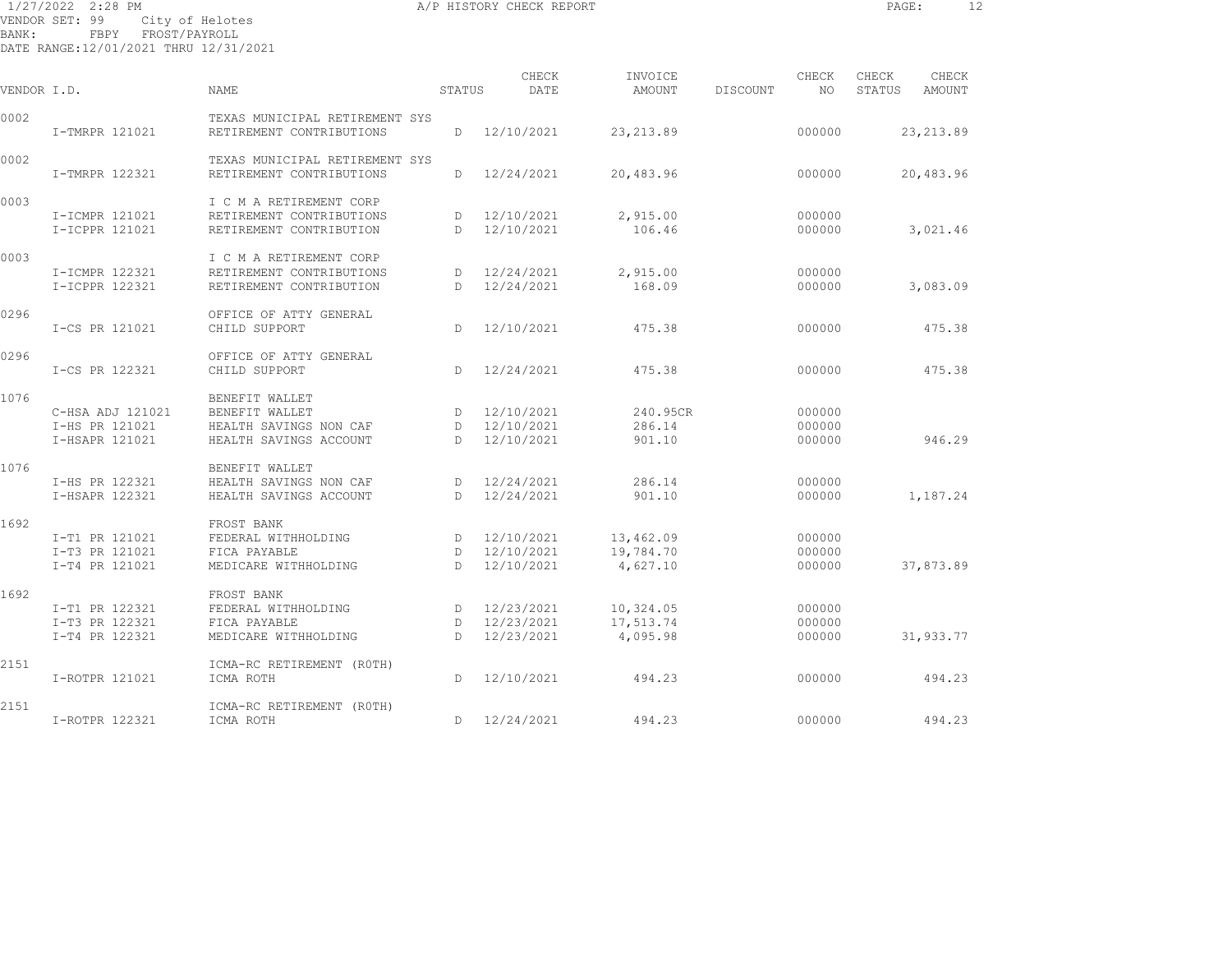1/27/2022 2:28 PM A/P HISTORY CHECK REPORT

VENDOR SET: 99 City of Helotes
BANK: FBPY FROST/PAYROLL
DATE RANGE:12/01/2021 THRU 12/31/2021

| VENDOR I.D. | | NAME | STATUS | CHECK DATE | INVOICE AMOUNT | DISCOUNT | CHECK NO | CHECK STATUS | CHECK AMOUNT |
|---|---|---|---|---|---|---|---|---|---|
| 0002 | | TEXAS MUNICIPAL RETIREMENT SYS | | | | | | | |
| | I-TMRPR 121021 | RETIREMENT CONTRIBUTIONS | D | 12/10/2021 | 23,213.89 | | 000000 | | 23,213.89 |
| 0002 | | TEXAS MUNICIPAL RETIREMENT SYS | | | | | | | |
| | I-TMRPR 122321 | RETIREMENT CONTRIBUTIONS | D | 12/24/2021 | 20,483.96 | | 000000 | | 20,483.96 |
| 0003 | | I C M A RETIREMENT CORP | | | | | | | |
| | I-ICMPR 121021 | RETIREMENT CONTRIBUTIONS | D | 12/10/2021 | 2,915.00 | | 000000 | | |
| | I-ICPPR 121021 | RETIREMENT CONTRIBUTION | D | 12/10/2021 | 106.46 | | 000000 | | 3,021.46 |
| 0003 | | I C M A RETIREMENT CORP | | | | | | | |
| | I-ICMPR 122321 | RETIREMENT CONTRIBUTIONS | D | 12/24/2021 | 2,915.00 | | 000000 | | |
| | I-ICPPR 122321 | RETIREMENT CONTRIBUTION | D | 12/24/2021 | 168.09 | | 000000 | | 3,083.09 |
| 0296 | | OFFICE OF ATTY GENERAL | | | | | | | |
| | I-CS PR 121021 | CHILD SUPPORT | D | 12/10/2021 | 475.38 | | 000000 | | 475.38 |
| 0296 | | OFFICE OF ATTY GENERAL | | | | | | | |
| | I-CS PR 122321 | CHILD SUPPORT | D | 12/24/2021 | 475.38 | | 000000 | | 475.38 |
| 1076 | | BENEFIT WALLET | | | | | | | |
| | C-HSA ADJ 121021 | BENEFIT WALLET | D | 12/10/2021 | 240.95CR | | 000000 | | |
| | I-HS PR 121021 | HEALTH SAVINGS NON CAF | D | 12/10/2021 | 286.14 | | 000000 | | |
| | I-HSAPR 121021 | HEALTH SAVINGS ACCOUNT | D | 12/10/2021 | 901.10 | | 000000 | | 946.29 |
| 1076 | | BENEFIT WALLET | | | | | | | |
| | I-HS PR 122321 | HEALTH SAVINGS NON CAF | D | 12/24/2021 | 286.14 | | 000000 | | |
| | I-HSAPR 122321 | HEALTH SAVINGS ACCOUNT | D | 12/24/2021 | 901.10 | | 000000 | | 1,187.24 |
| 1692 | | FROST BANK | | | | | | | |
| | I-T1 PR 121021 | FEDERAL WITHHOLDING | D | 12/10/2021 | 13,462.09 | | 000000 | | |
| | I-T3 PR 121021 | FICA PAYABLE | D | 12/10/2021 | 19,784.70 | | 000000 | | |
| | I-T4 PR 121021 | MEDICARE WITHHOLDING | D | 12/10/2021 | 4,627.10 | | 000000 | | 37,873.89 |
| 1692 | | FROST BANK | | | | | | | |
| | I-T1 PR 122321 | FEDERAL WITHHOLDING | D | 12/23/2021 | 10,324.05 | | 000000 | | |
| | I-T3 PR 122321 | FICA PAYABLE | D | 12/23/2021 | 17,513.74 | | 000000 | | |
| | I-T4 PR 122321 | MEDICARE WITHHOLDING | D | 12/23/2021 | 4,095.98 | | 000000 | | 31,933.77 |
| 2151 | | ICMA-RC RETIREMENT (R0TH) | | | | | | | |
| | I-ROTPR 121021 | ICMA ROTH | D | 12/10/2021 | 494.23 | | 000000 | | 494.23 |
| 2151 | | ICMA-RC RETIREMENT (R0TH) | | | | | | | |
| | I-ROTPR 122321 | ICMA ROTH | D | 12/24/2021 | 494.23 | | 000000 | | 494.23 |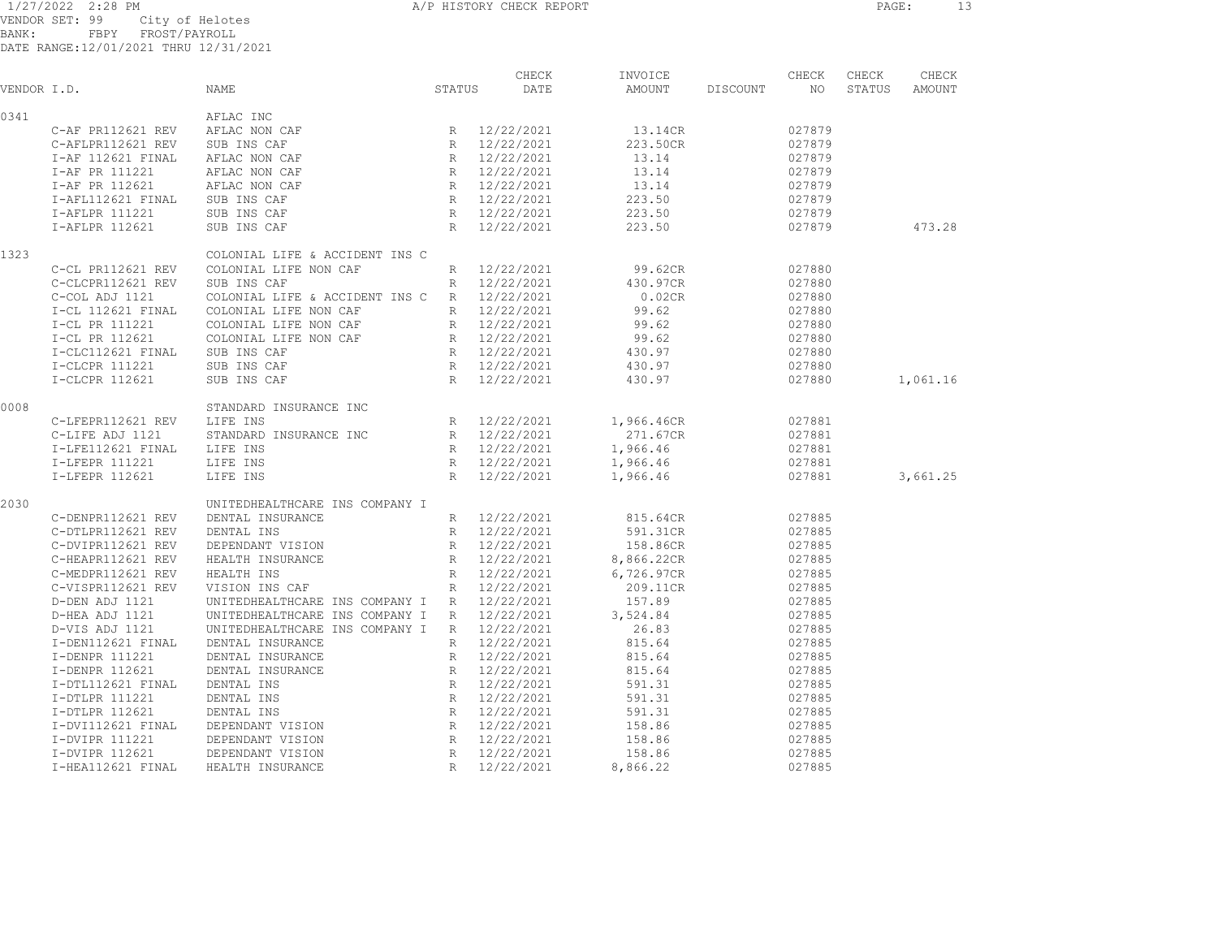1/27/2022 2:28 PM

A/P HISTORY CHECK REPORT

VENDOR SET: 99 City of Helotes
BANK: FBPY FROST/PAYROLL
DATE RANGE:12/01/2021 THRU 12/31/2021

| VENDOR I.D. | NAME | STATUS | CHECK DATE | INVOICE AMOUNT | DISCOUNT | CHECK NO | CHECK STATUS | CHECK AMOUNT |
|---|---|---|---|---|---|---|---|---|
| 0341 | AFLAC INC | | | | | | | |
| C-AF PR112621 REV | AFLAC NON CAF | R | 12/22/2021 | 13.14CR | | 027879 | | |
| C-AFLPR112621 REV | SUB INS CAF | R | 12/22/2021 | 223.50CR | | 027879 | | |
| I-AF 112621 FINAL | AFLAC NON CAF | R | 12/22/2021 | 13.14 | | 027879 | | |
| I-AF PR 111221 | AFLAC NON CAF | R | 12/22/2021 | 13.14 | | 027879 | | |
| I-AF PR 112621 | AFLAC NON CAF | R | 12/22/2021 | 13.14 | | 027879 | | |
| I-AFL112621 FINAL | SUB INS CAF | R | 12/22/2021 | 223.50 | | 027879 | | |
| I-AFLPR 111221 | SUB INS CAF | R | 12/22/2021 | 223.50 | | 027879 | | |
| I-AFLPR 112621 | SUB INS CAF | R | 12/22/2021 | 223.50 | | 027879 | | 473.28 |
| 1323 | COLONIAL LIFE & ACCIDENT INS C | | | | | | | |
| C-CL PR112621 REV | COLONIAL LIFE NON CAF | R | 12/22/2021 | 99.62CR | | 027880 | | |
| C-CLCPR112621 REV | SUB INS CAF | R | 12/22/2021 | 430.97CR | | 027880 | | |
| C-COL ADJ 1121 | COLONIAL LIFE & ACCIDENT INS C | R | 12/22/2021 | 0.02CR | | 027880 | | |
| I-CL 112621 FINAL | COLONIAL LIFE NON CAF | R | 12/22/2021 | 99.62 | | 027880 | | |
| I-CL PR 111221 | COLONIAL LIFE NON CAF | R | 12/22/2021 | 99.62 | | 027880 | | |
| I-CL PR 112621 | COLONIAL LIFE NON CAF | R | 12/22/2021 | 99.62 | | 027880 | | |
| I-CLC112621 FINAL | SUB INS CAF | R | 12/22/2021 | 430.97 | | 027880 | | |
| I-CLCPR 111221 | SUB INS CAF | R | 12/22/2021 | 430.97 | | 027880 | | |
| I-CLCPR 112621 | SUB INS CAF | R | 12/22/2021 | 430.97 | | 027880 | | 1,061.16 |
| 0008 | STANDARD INSURANCE INC | | | | | | | |
| C-LFEPR112621 REV | LIFE INS | R | 12/22/2021 | 1,966.46CR | | 027881 | | |
| C-LIFE ADJ 1121 | STANDARD INSURANCE INC | R | 12/22/2021 | 271.67CR | | 027881 | | |
| I-LFE112621 FINAL | LIFE INS | R | 12/22/2021 | 1,966.46 | | 027881 | | |
| I-LFEPR 111221 | LIFE INS | R | 12/22/2021 | 1,966.46 | | 027881 | | |
| I-LFEPR 112621 | LIFE INS | R | 12/22/2021 | 1,966.46 | | 027881 | | 3,661.25 |
| 2030 | UNITEDHEALTHCARE INS COMPANY I | | | | | | | |
| C-DENPR112621 REV | DENTAL INSURANCE | R | 12/22/2021 | 815.64CR | | 027885 | | |
| C-DTLPR112621 REV | DENTAL INS | R | 12/22/2021 | 591.31CR | | 027885 | | |
| C-DVIPR112621 REV | DEPENDANT VISION | R | 12/22/2021 | 158.86CR | | 027885 | | |
| C-HEAPR112621 REV | HEALTH INSURANCE | R | 12/22/2021 | 8,866.22CR | | 027885 | | |
| C-MEDPR112621 REV | HEALTH INS | R | 12/22/2021 | 6,726.97CR | | 027885 | | |
| C-VISPR112621 REV | VISION INS CAF | R | 12/22/2021 | 209.11CR | | 027885 | | |
| D-DEN ADJ 1121 | UNITEDHEALTHCARE INS COMPANY I | R | 12/22/2021 | 157.89 | | 027885 | | |
| D-HEA ADJ 1121 | UNITEDHEALTHCARE INS COMPANY I | R | 12/22/2021 | 3,524.84 | | 027885 | | |
| D-VIS ADJ 1121 | UNITEDHEALTHCARE INS COMPANY I | R | 12/22/2021 | 26.83 | | 027885 | | |
| I-DEN112621 FINAL | DENTAL INSURANCE | R | 12/22/2021 | 815.64 | | 027885 | | |
| I-DENPR 111221 | DENTAL INSURANCE | R | 12/22/2021 | 815.64 | | 027885 | | |
| I-DENPR 112621 | DENTAL INSURANCE | R | 12/22/2021 | 815.64 | | 027885 | | |
| I-DTL112621 FINAL | DENTAL INS | R | 12/22/2021 | 591.31 | | 027885 | | |
| I-DTLPR 111221 | DENTAL INS | R | 12/22/2021 | 591.31 | | 027885 | | |
| I-DTLPR 112621 | DENTAL INS | R | 12/22/2021 | 591.31 | | 027885 | | |
| I-DVI112621 FINAL | DEPENDANT VISION | R | 12/22/2021 | 158.86 | | 027885 | | |
| I-DVIPR 111221 | DEPENDANT VISION | R | 12/22/2021 | 158.86 | | 027885 | | |
| I-DVIPR 112621 | DEPENDANT VISION | R | 12/22/2021 | 158.86 | | 027885 | | |
| I-HEA112621 FINAL | HEALTH INSURANCE | R | 12/22/2021 | 8,866.22 | | 027885 | | |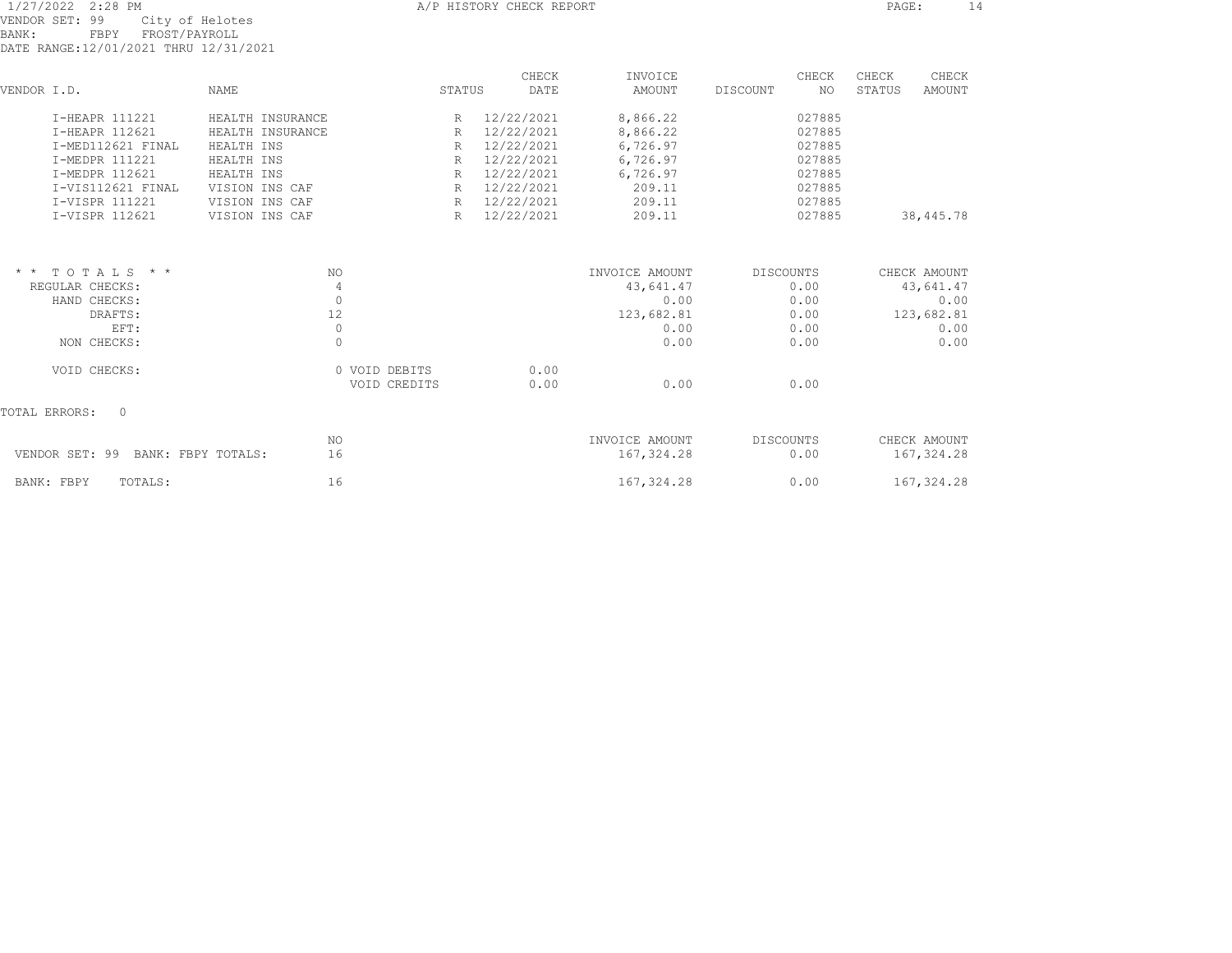1/27/2022 2:28 PM — A/P HISTORY CHECK REPORT

VENDOR SET: 99 City of Helotes
BANK: FBPY FROST/PAYROLL
DATE RANGE: 12/01/2021 THRU 12/31/2021

| VENDOR I.D. | NAME | STATUS | CHECK DATE | INVOICE AMOUNT | DISCOUNT | CHECK NO | CHECK STATUS | CHECK AMOUNT |
|---|---|---|---|---|---|---|---|---|
| I-HEAPR 111221 | HEALTH INSURANCE | R | 12/22/2021 | 8,866.22 | | 027885 | | |
| I-HEAPR 112621 | HEALTH INSURANCE | R | 12/22/2021 | 8,866.22 | | 027885 | | |
| I-MED112621 FINAL | HEALTH INS | R | 12/22/2021 | 6,726.97 | | 027885 | | |
| I-MEDPR 111221 | HEALTH INS | R | 12/22/2021 | 6,726.97 | | 027885 | | |
| I-MEDPR 112621 | HEALTH INS | R | 12/22/2021 | 6,726.97 | | 027885 | | |
| I-VIS112621 FINAL | VISION INS CAF | R | 12/22/2021 | 209.11 | | 027885 | | |
| I-VISPR 111221 | VISION INS CAF | R | 12/22/2021 | 209.11 | | 027885 | | |
| I-VISPR 112621 | VISION INS CAF | R | 12/22/2021 | 209.11 | | 027885 | | 38,445.78 |

| * * TOTALS * * | NO | | | INVOICE AMOUNT | DISCOUNTS | CHECK AMOUNT |
|---|---|---|---|---|---|---|
| REGULAR CHECKS: | 4 | | | 43,641.47 | 0.00 | 43,641.47 |
| HAND CHECKS: | 0 | | | 0.00 | 0.00 | 0.00 |
| DRAFTS: | 12 | | | 123,682.81 | 0.00 | 123,682.81 |
| EFT: | 0 | | | 0.00 | 0.00 | 0.00 |
| NON CHECKS: | 0 | | | 0.00 | 0.00 | 0.00 |
| VOID CHECKS: | 0 | VOID DEBITS | 0.00 | | | |
| | | VOID CREDITS | 0.00 | 0.00 | 0.00 | |

TOTAL ERRORS: 0

| | NO | INVOICE AMOUNT | DISCOUNTS | CHECK AMOUNT |
|---|---|---|---|---|
| VENDOR SET: 99 BANK: FBPY TOTALS: | 16 | 167,324.28 | 0.00 | 167,324.28 |
| BANK: FBPY TOTALS: | 16 | 167,324.28 | 0.00 | 167,324.28 |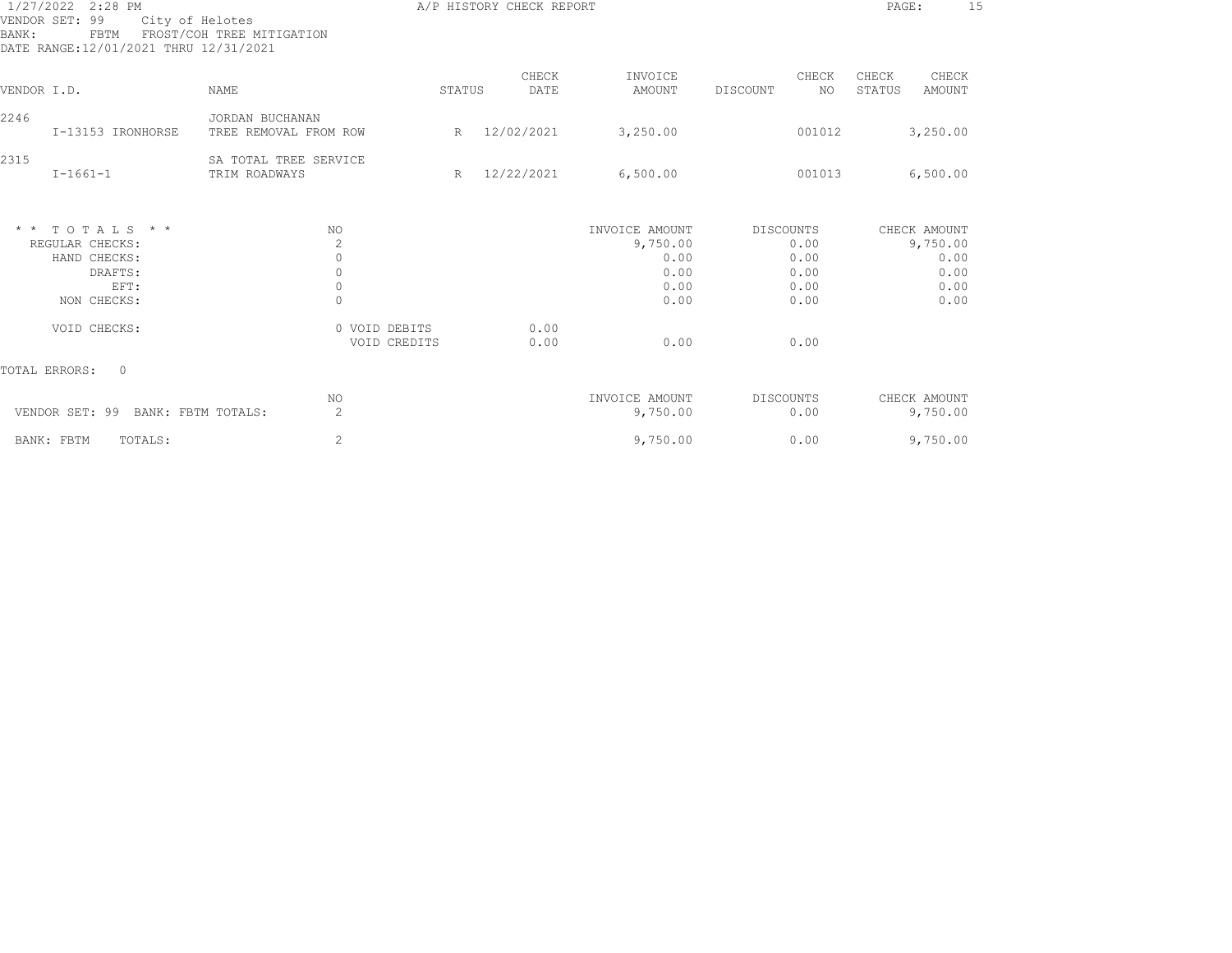1/27/2022 2:28 PM

# A/P HISTORY CHECK REPORT

VENDOR SET: 99 City of Helotes
BANK: FBTM FROST/COH TREE MITIGATION
DATE RANGE: 12/01/2021 THRU 12/31/2021

| VENDOR I.D. | NAME | STATUS | CHECK DATE | INVOICE AMOUNT | DISCOUNT | CHECK NO | CHECK STATUS | CHECK AMOUNT |
|---|---|---|---|---|---|---|---|---|
| 2246 | JORDAN BUCHANAN | | | | | | | |
| I-13153 IRONHORSE | TREE REMOVAL FROM ROW | R | 12/02/2021 | 3,250.00 | | 001012 | | 3,250.00 |
| 2315 | SA TOTAL TREE SERVICE | | | | | | | |
| I-1661-1 | TRIM ROADWAYS | R | 12/22/2021 | 6,500.00 | | 001013 | | 6,500.00 |

| * * T O T A L S * * | NO | | | INVOICE AMOUNT | DISCOUNTS | CHECK AMOUNT |
|---|---|---|---|---|---|---|
| REGULAR CHECKS: | 2 | | | 9,750.00 | 0.00 | 9,750.00 |
| HAND CHECKS: | 0 | | | 0.00 | 0.00 | 0.00 |
| DRAFTS: | 0 | | | 0.00 | 0.00 | 0.00 |
| EFT: | 0 | | | 0.00 | 0.00 | 0.00 |
| NON CHECKS: | 0 | | | 0.00 | 0.00 | 0.00 |
| VOID CHECKS: | 0 | VOID DEBITS | 0.00 | | | |
| | | VOID CREDITS | 0.00 | 0.00 | 0.00 | |

TOTAL ERRORS: 0

| | NO | INVOICE AMOUNT | DISCOUNTS | CHECK AMOUNT |
|---|---|---|---|---|
| VENDOR SET: 99 BANK: FBTM TOTALS: | 2 | 9,750.00 | 0.00 | 9,750.00 |
| BANK: FBTM TOTALS: | 2 | 9,750.00 | 0.00 | 9,750.00 |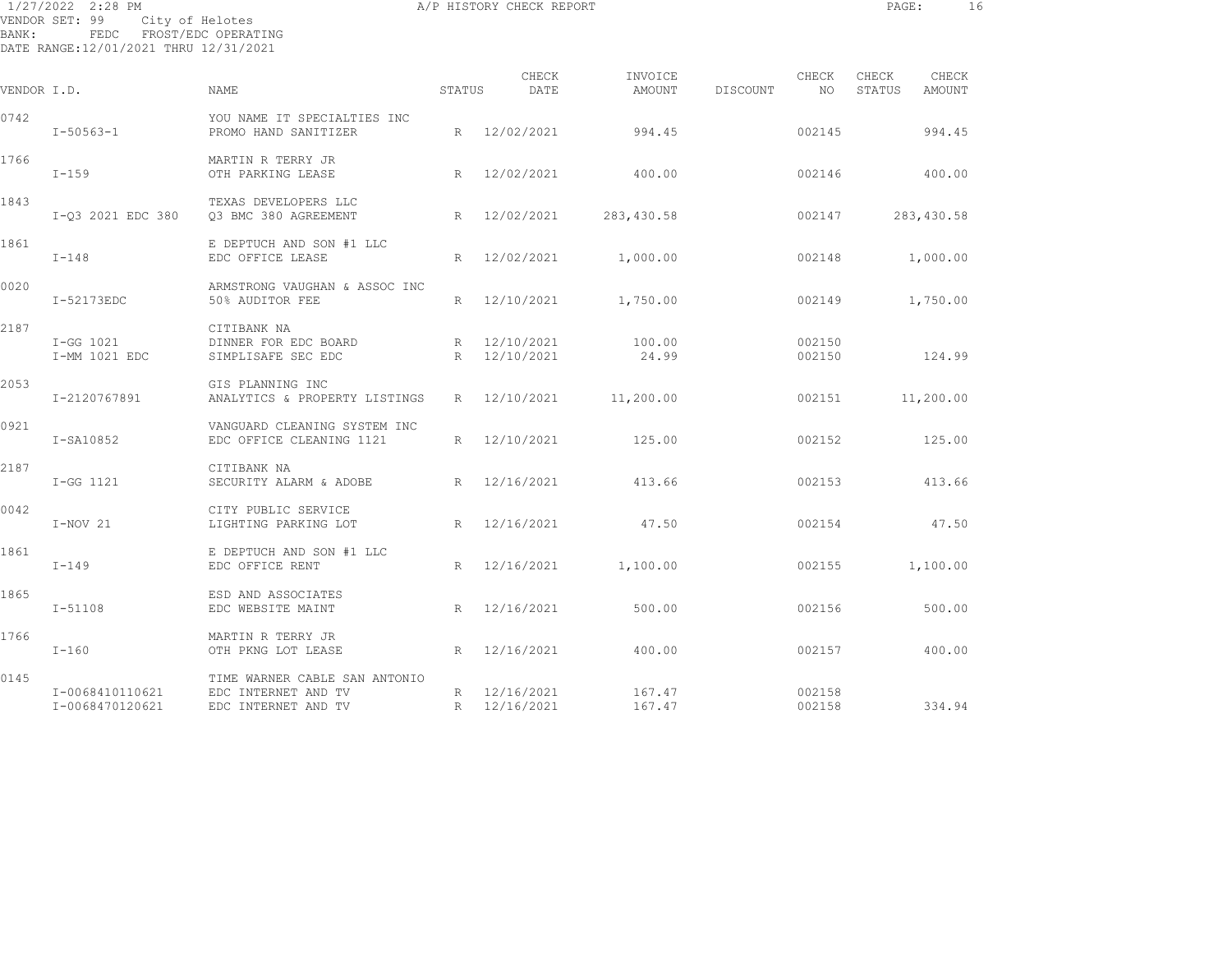1/27/2022 2:28 PM A/P HISTORY CHECK REPORT

VENDOR SET: 99 City of Helotes
BANK: FEDC FROST/EDC OPERATING
DATE RANGE:12/01/2021 THRU 12/31/2021

| VENDOR I.D. | NAME | STATUS | CHECK DATE | INVOICE AMOUNT | DISCOUNT | CHECK NO | CHECK STATUS | CHECK AMOUNT |
|---|---|---|---|---|---|---|---|---|
| 0742 | YOU NAME IT SPECIALTIES INC | | | | | | | |
| I-50563-1 | PROMO HAND SANITIZER | R | 12/02/2021 | 994.45 | | 002145 | | 994.45 |
| 1766 | MARTIN R TERRY JR | | | | | | | |
| I-159 | OTH PARKING LEASE | R | 12/02/2021 | 400.00 | | 002146 | | 400.00 |
| 1843 | TEXAS DEVELOPERS LLC | | | | | | | |
| I-Q3 2021 EDC 380 | Q3 BMC 380 AGREEMENT | R | 12/02/2021 | 283,430.58 | | 002147 | | 283,430.58 |
| 1861 | E DEPTUCH AND SON #1 LLC | | | | | | | |
| I-148 | EDC OFFICE LEASE | R | 12/02/2021 | 1,000.00 | | 002148 | | 1,000.00 |
| 0020 | ARMSTRONG VAUGHAN & ASSOC INC | | | | | | | |
| I-52173EDC | 50% AUDITOR FEE | R | 12/10/2021 | 1,750.00 | | 002149 | | 1,750.00 |
| 2187 | CITIBANK NA | | | | | | | |
| I-GG 1021 | DINNER FOR EDC BOARD | R | 12/10/2021 | 100.00 | | 002150 | | |
| I-MM 1021 EDC | SIMPLISAFE SEC EDC | R | 12/10/2021 | 24.99 | | 002150 | | 124.99 |
| 2053 | GIS PLANNING INC | | | | | | | |
| I-2120767891 | ANALYTICS & PROPERTY LISTINGS | R | 12/10/2021 | 11,200.00 | | 002151 | | 11,200.00 |
| 0921 | VANGUARD CLEANING SYSTEM INC | | | | | | | |
| I-SA10852 | EDC OFFICE CLEANING 1121 | R | 12/10/2021 | 125.00 | | 002152 | | 125.00 |
| 2187 | CITIBANK NA | | | | | | | |
| I-GG 1121 | SECURITY ALARM & ADOBE | R | 12/16/2021 | 413.66 | | 002153 | | 413.66 |
| 0042 | CITY PUBLIC SERVICE | | | | | | | |
| I-NOV 21 | LIGHTING PARKING LOT | R | 12/16/2021 | 47.50 | | 002154 | | 47.50 |
| 1861 | E DEPTUCH AND SON #1 LLC | | | | | | | |
| I-149 | EDC OFFICE RENT | R | 12/16/2021 | 1,100.00 | | 002155 | | 1,100.00 |
| 1865 | ESD AND ASSOCIATES | | | | | | | |
| I-51108 | EDC WEBSITE MAINT | R | 12/16/2021 | 500.00 | | 002156 | | 500.00 |
| 1766 | MARTIN R TERRY JR | | | | | | | |
| I-160 | OTH PKNG LOT LEASE | R | 12/16/2021 | 400.00 | | 002157 | | 400.00 |
| 0145 | TIME WARNER CABLE SAN ANTONIO | | | | | | | |
| I-0068410110621 | EDC INTERNET AND TV | R | 12/16/2021 | 167.47 | | 002158 | | |
| I-0068470120621 | EDC INTERNET AND TV | R | 12/16/2021 | 167.47 | | 002158 | | 334.94 |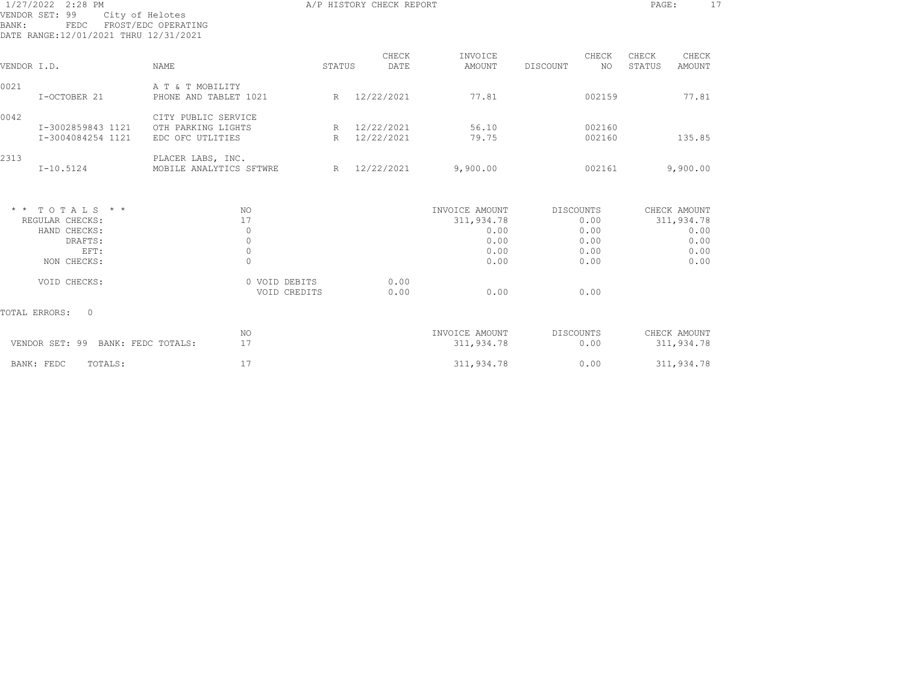A/P HISTORY CHECK REPORT

VENDOR SET: 99 City of Helotes
BANK: FEDC FROST/EDC OPERATING
DATE RANGE: 12/01/2021 THRU 12/31/2021

| VENDOR I.D. | NAME | STATUS | CHECK DATE | INVOICE AMOUNT | DISCOUNT | CHECK NO | CHECK STATUS | CHECK AMOUNT |
|---|---|---|---|---|---|---|---|---|
| 0021 | A T & T MOBILITY | | | | | | | |
| I-OCTOBER 21 | PHONE AND TABLET 1021 | R | 12/22/2021 | 77.81 | | 002159 | | 77.81 |
| 0042 | CITY PUBLIC SERVICE | | | | | | | |
| I-3002859843 1121 | OTH PARKING LIGHTS | R | 12/22/2021 | 56.10 | | 002160 | | |
| I-3004084254 1121 | EDC OFC UTLITIES | R | 12/22/2021 | 79.75 | | 002160 | | 135.85 |
| 2313 | PLACER LABS, INC. | | | | | | | |
| I-10.5124 | MOBILE ANALYTICS SFTWRE | R | 12/22/2021 | 9,900.00 | | 002161 | | 9,900.00 |

| * * TOTALS * * | NO | | INVOICE AMOUNT | DISCOUNTS | CHECK AMOUNT |
|---|---|---|---|---|---|
| REGULAR CHECKS: | 17 | | 311,934.78 | 0.00 | 311,934.78 |
| HAND CHECKS: | 0 | | 0.00 | 0.00 | 0.00 |
| DRAFTS: | 0 | | 0.00 | 0.00 | 0.00 |
| EFT: | 0 | | 0.00 | 0.00 | 0.00 |
| NON CHECKS: | 0 | | 0.00 | 0.00 | 0.00 |
| VOID CHECKS: | 0 VOID DEBITS | 0.00 | | | |
| | VOID CREDITS | 0.00 | 0.00 | 0.00 | |

TOTAL ERRORS: 0

| | NO | INVOICE AMOUNT | DISCOUNTS | CHECK AMOUNT |
|---|---|---|---|---|
| VENDOR SET: 99 BANK: FEDC TOTALS: | 17 | 311,934.78 | 0.00 | 311,934.78 |
| BANK: FEDC TOTALS: | 17 | 311,934.78 | 0.00 | 311,934.78 |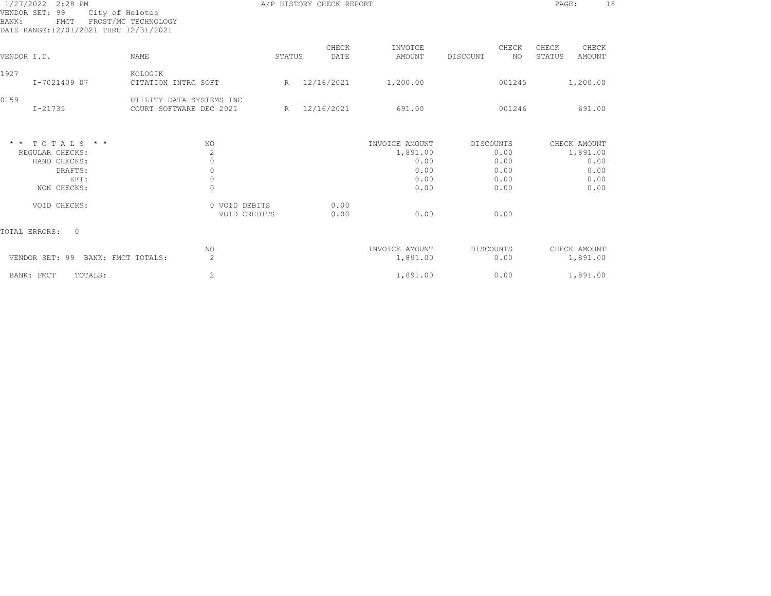1/27/2022 2:28 PM

A/P HISTORY CHECK REPORT

VENDOR SET: 99 City of Helotes
BANK: FMCT FROST/MC TECHNOLOGY
DATE RANGE:12/01/2021 THRU 12/31/2021

| VENDOR I.D. | NAME | STATUS | CHECK DATE | INVOICE AMOUNT | DISCOUNT | CHECK NO | CHECK STATUS | CHECK AMOUNT |
|---|---|---|---|---|---|---|---|---|
| 1927 | KOLOGIK | | | | | | | |
| I-7021409 07 | CITATION INTRG SOFT | R | 12/16/2021 | 1,200.00 | | 001245 | | 1,200.00 |
| 0159 | UTILITY DATA SYSTEMS INC | | | | | | | |
| I-21735 | COURT SOFTWARE DEC 2021 | R | 12/16/2021 | 691.00 | | 001246 | | 691.00 |

| * * TOTALS * * | NO | | | INVOICE AMOUNT | DISCOUNTS | CHECK AMOUNT |
|---|---|---|---|---|---|---|
| REGULAR CHECKS: | 2 | | | 1,891.00 | 0.00 | 1,891.00 |
| HAND CHECKS: | 0 | | | 0.00 | 0.00 | 0.00 |
| DRAFTS: | 0 | | | 0.00 | 0.00 | 0.00 |
| EFT: | 0 | | | 0.00 | 0.00 | 0.00 |
| NON CHECKS: | 0 | | | 0.00 | 0.00 | 0.00 |
| VOID CHECKS: | 0 | VOID DEBITS | 0.00 | | | |
| | | VOID CREDITS | 0.00 | 0.00 | 0.00 | |

TOTAL ERRORS: 0

| | NO | INVOICE AMOUNT | DISCOUNTS | CHECK AMOUNT |
|---|---|---|---|---|
| VENDOR SET: 99 BANK: FMCT TOTALS: | 2 | 1,891.00 | 0.00 | 1,891.00 |
| BANK: FMCT TOTALS: | 2 | 1,891.00 | 0.00 | 1,891.00 |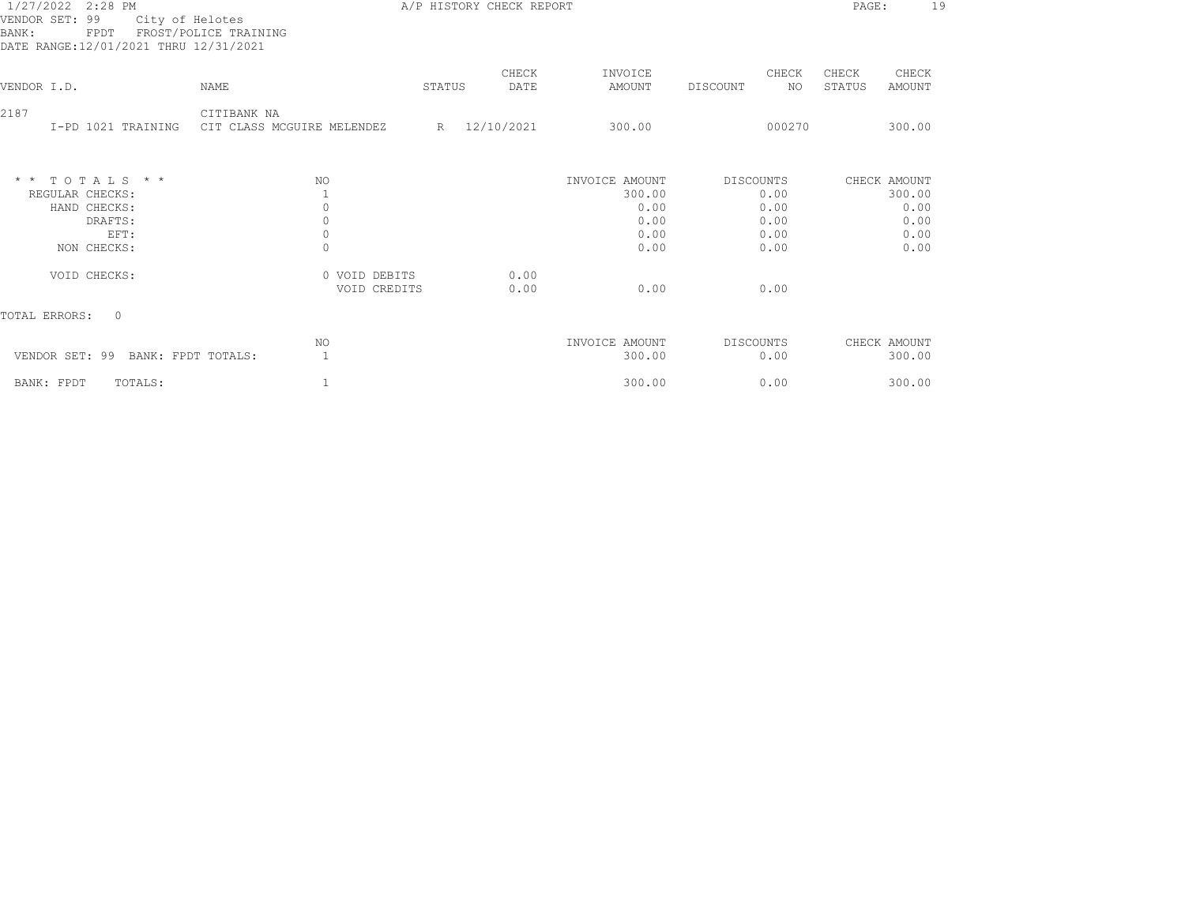1/27/2022 2:28 PM

A/P HISTORY CHECK REPORT

VENDOR SET: 99 City of Helotes
BANK: FPDT FROST/POLICE TRAINING
DATE RANGE:12/01/2021 THRU 12/31/2021

| VENDOR I.D. | NAME | STATUS | CHECK DATE | INVOICE AMOUNT | DISCOUNT | CHECK NO | CHECK STATUS | CHECK AMOUNT |
|---|---|---|---|---|---|---|---|---|
| 2187 | CITIBANK NA | | | | | | | |
| I-PD 1021 TRAINING | CIT CLASS MCGUIRE MELENDEZ | R | 12/10/2021 | 300.00 | | 000270 | | 300.00 |

| * * T O T A L S * * | NO | | | INVOICE AMOUNT | DISCOUNTS | CHECK AMOUNT |
|---|---|---|---|---|---|---|
| REGULAR CHECKS: | 1 | | | 300.00 | 0.00 | 300.00 |
| HAND CHECKS: | 0 | | | 0.00 | 0.00 | 0.00 |
| DRAFTS: | 0 | | | 0.00 | 0.00 | 0.00 |
| EFT: | 0 | | | 0.00 | 0.00 | 0.00 |
| NON CHECKS: | 0 | | | 0.00 | 0.00 | 0.00 |
| VOID CHECKS: | 0 | VOID DEBITS | 0.00 | | | |
| | | VOID CREDITS | 0.00 | 0.00 | 0.00 | |

TOTAL ERRORS: 0

| | NO | INVOICE AMOUNT | DISCOUNTS | CHECK AMOUNT |
|---|---|---|---|---|
| VENDOR SET: 99 BANK: FPDT TOTALS: | 1 | 300.00 | 0.00 | 300.00 |
| BANK: FPDT TOTALS: | 1 | 300.00 | 0.00 | 300.00 |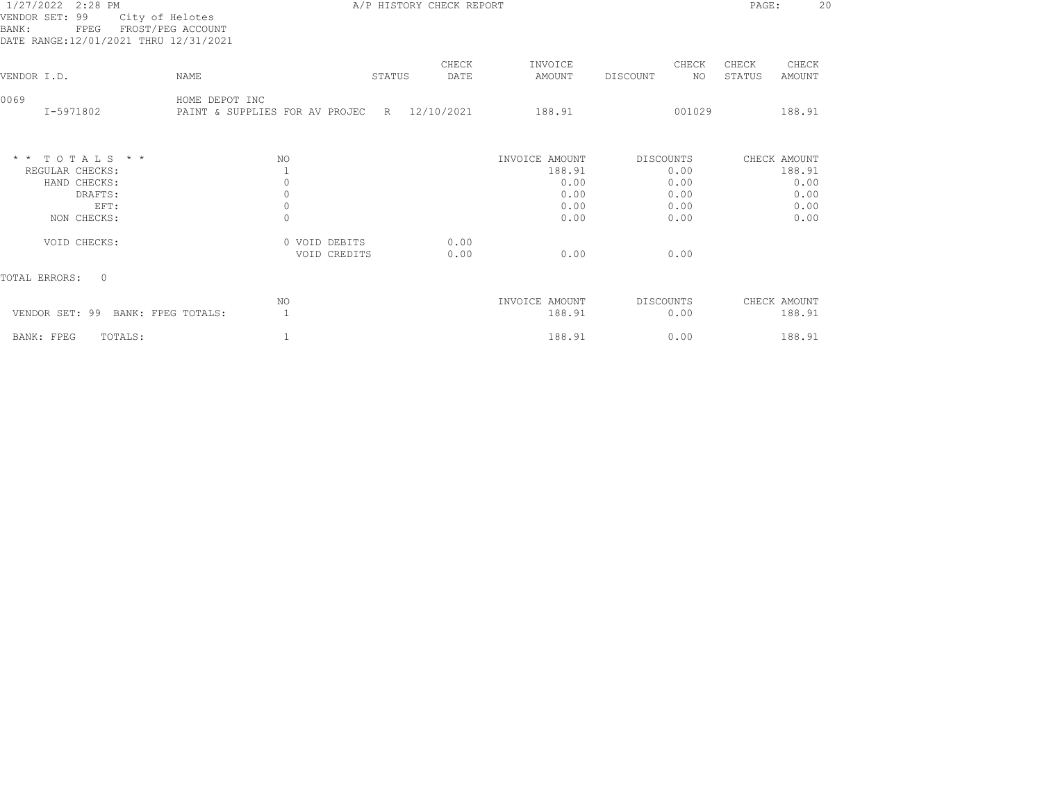1/27/2022 2:28 PM — A/P HISTORY CHECK REPORT

VENDOR SET: 99 City of Helotes
BANK: FPEG FROST/PEG ACCOUNT
DATE RANGE:12/01/2021 THRU 12/31/2021

| VENDOR I.D. | NAME | STATUS | CHECK DATE | INVOICE AMOUNT | DISCOUNT | CHECK NO | CHECK STATUS | CHECK AMOUNT |
|---|---|---|---|---|---|---|---|---|
| 0069 | HOME DEPOT INC | | | | | | | |
| I-5971802 | PAINT & SUPPLIES FOR AV PROJEC | R | 12/10/2021 | 188.91 | | 001029 | | 188.91 |

| * * T O T A L S * * | NO | | | INVOICE AMOUNT | DISCOUNTS | CHECK AMOUNT |
|---|---|---|---|---|---|---|
| REGULAR CHECKS: | 1 | | | 188.91 | 0.00 | 188.91 |
| HAND CHECKS: | 0 | | | 0.00 | 0.00 | 0.00 |
| DRAFTS: | 0 | | | 0.00 | 0.00 | 0.00 |
| EFT: | 0 | | | 0.00 | 0.00 | 0.00 |
| NON CHECKS: | 0 | | | 0.00 | 0.00 | 0.00 |
| VOID CHECKS: | 0 | VOID DEBITS | 0.00 | | | |
| | | VOID CREDITS | 0.00 | 0.00 | 0.00 | |

TOTAL ERRORS: 0

| | NO | INVOICE AMOUNT | DISCOUNTS | CHECK AMOUNT |
|---|---|---|---|---|
| VENDOR SET: 99 BANK: FPEG TOTALS: | 1 | 188.91 | 0.00 | 188.91 |
| BANK: FPEG TOTALS: | 1 | 188.91 | 0.00 | 188.91 |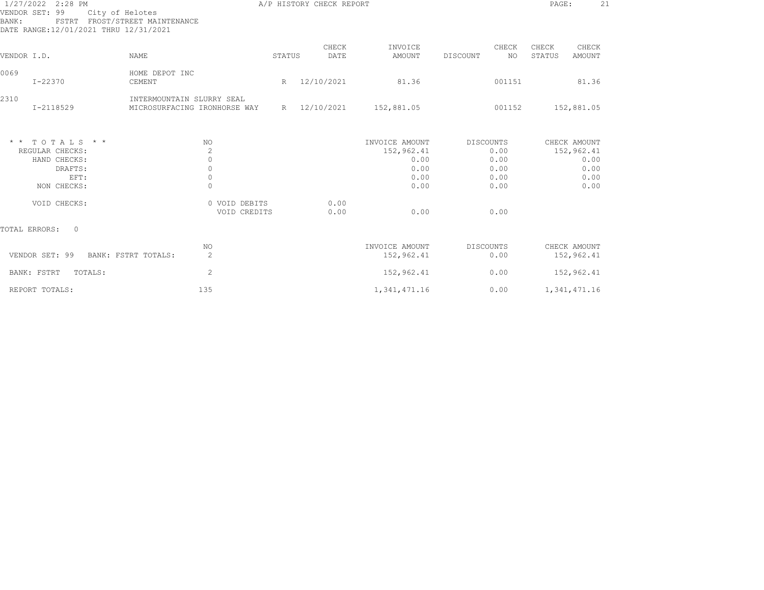A/P HISTORY CHECK REPORT

VENDOR SET: 99 City of Helotes
BANK: FSTRT FROST/STREET MAINTENANCE
DATE RANGE: 12/01/2021 THRU 12/31/2021

| VENDOR I.D. | NAME | STATUS | CHECK DATE | INVOICE AMOUNT | DISCOUNT | CHECK NO | CHECK STATUS | CHECK AMOUNT |
|---|---|---|---|---|---|---|---|---|
| 0069 | HOME DEPOT INC | | | | | | | |
| I-22370 | CEMENT | R | 12/10/2021 | 81.36 | | 001151 | | 81.36 |
| 2310 | INTERMOUNTAIN SLURRY SEAL | | | | | | | |
| I-2118529 | MICROSURFACING IRONHORSE WAY | R | 12/10/2021 | 152,881.05 | | 001152 | | 152,881.05 |

| * * TOTALS * * | NO | | | INVOICE AMOUNT | DISCOUNTS | CHECK AMOUNT |
|---|---|---|---|---|---|---|
| REGULAR CHECKS: | 2 | | | 152,962.41 | 0.00 | 152,962.41 |
| HAND CHECKS: | 0 | | | 0.00 | 0.00 | 0.00 |
| DRAFTS: | 0 | | | 0.00 | 0.00 | 0.00 |
| EFT: | 0 | | | 0.00 | 0.00 | 0.00 |
| NON CHECKS: | 0 | | | 0.00 | 0.00 | 0.00 |
| VOID CHECKS: | 0 | VOID DEBITS | 0.00 | | | |
| | | VOID CREDITS | 0.00 | 0.00 | 0.00 | |

TOTAL ERRORS: 0

| | NO | INVOICE AMOUNT | DISCOUNTS | CHECK AMOUNT |
|---|---|---|---|---|
| VENDOR SET: 99 BANK: FSTRT TOTALS: | 2 | 152,962.41 | 0.00 | 152,962.41 |
| BANK: FSTRT TOTALS: | 2 | 152,962.41 | 0.00 | 152,962.41 |
| REPORT TOTALS: | 135 | 1,341,471.16 | 0.00 | 1,341,471.16 |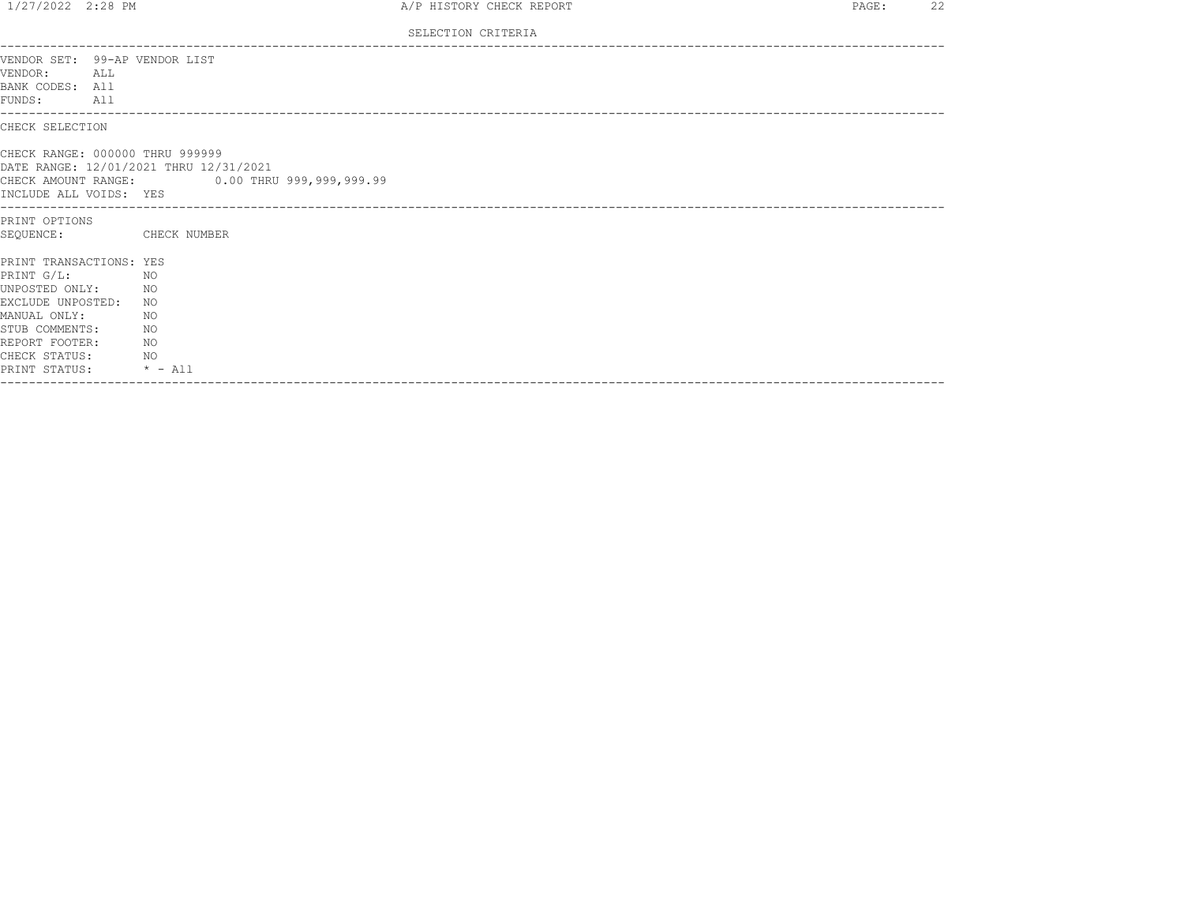## SELECTION CRITERIA

VENDOR SET: 99-AP VENDOR LIST
VENDOR: ALL
BANK CODES: All
FUNDS: All

### CHECK SELECTION

CHECK RANGE: 000000 THRU 999999
DATE RANGE: 12/01/2021 THRU 12/31/2021
CHECK AMOUNT RANGE: 0.00 THRU 999,999,999.99
INCLUDE ALL VOIDS: YES

### PRINT OPTIONS

SEQUENCE: CHECK NUMBER

PRINT TRANSACTIONS: YES
PRINT G/L: NO
UNPOSTED ONLY: NO
EXCLUDE UNPOSTED: NO
MANUAL ONLY: NO
STUB COMMENTS: NO
REPORT FOOTER: NO
CHECK STATUS: NO
PRINT STATUS: * - All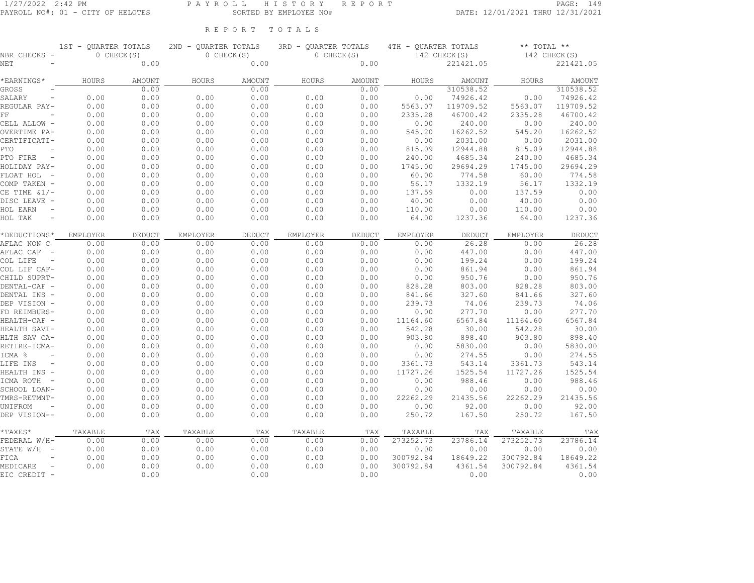# REPORT TOTALS

| | 1ST - QUARTER TOTALS | | 2ND - QUARTER TOTALS | | 3RD - QUARTER TOTALS | | 4TH - QUARTER TOTALS | | ** TOTAL ** | |
|---|---|---|---|---|---|---|---|---|---|---|
| NBR CHECKS - | 0 CHECK(S) | | 0 CHECK(S) | | 0 CHECK(S) | | 142 CHECK(S) | | 142 CHECK(S) | |
| NET - | | 0.00 | | 0.00 | | 0.00 | | 221421.05 | | 221421.05 |
| *EARNINGS* | HOURS | AMOUNT | HOURS | AMOUNT | HOURS | AMOUNT | HOURS | AMOUNT | HOURS | AMOUNT |
| GROSS - | | 0.00 | | 0.00 | | 0.00 | | 310538.52 | | 310538.52 |
| SALARY - | 0.00 | 0.00 | 0.00 | 0.00 | 0.00 | 0.00 | 0.00 | 74926.42 | 0.00 | 74926.42 |
| REGULAR PAY- | 0.00 | 0.00 | 0.00 | 0.00 | 0.00 | 0.00 | 5563.07 | 119709.52 | 5563.07 | 119709.52 |
| FF - | 0.00 | 0.00 | 0.00 | 0.00 | 0.00 | 0.00 | 2335.28 | 46700.42 | 2335.28 | 46700.42 |
| CELL ALLOW - | 0.00 | 0.00 | 0.00 | 0.00 | 0.00 | 0.00 | 0.00 | 240.00 | 0.00 | 240.00 |
| OVERTIME PA- | 0.00 | 0.00 | 0.00 | 0.00 | 0.00 | 0.00 | 545.20 | 16262.52 | 545.20 | 16262.52 |
| CERTIFICATI- | 0.00 | 0.00 | 0.00 | 0.00 | 0.00 | 0.00 | 0.00 | 2031.00 | 0.00 | 2031.00 |
| PTO - | 0.00 | 0.00 | 0.00 | 0.00 | 0.00 | 0.00 | 815.09 | 12944.88 | 815.09 | 12944.88 |
| PTO FIRE - | 0.00 | 0.00 | 0.00 | 0.00 | 0.00 | 0.00 | 240.00 | 4685.34 | 240.00 | 4685.34 |
| HOLIDAY PAY- | 0.00 | 0.00 | 0.00 | 0.00 | 0.00 | 0.00 | 1745.00 | 29694.29 | 1745.00 | 29694.29 |
| FLOAT HOL - | 0.00 | 0.00 | 0.00 | 0.00 | 0.00 | 0.00 | 60.00 | 774.58 | 60.00 | 774.58 |
| COMP TAKEN - | 0.00 | 0.00 | 0.00 | 0.00 | 0.00 | 0.00 | 56.17 | 1332.19 | 56.17 | 1332.19 |
| CE TIME &1/- | 0.00 | 0.00 | 0.00 | 0.00 | 0.00 | 0.00 | 137.59 | 0.00 | 137.59 | 0.00 |
| DISC LEAVE - | 0.00 | 0.00 | 0.00 | 0.00 | 0.00 | 0.00 | 40.00 | 0.00 | 40.00 | 0.00 |
| HOL EARN - | 0.00 | 0.00 | 0.00 | 0.00 | 0.00 | 0.00 | 110.00 | 0.00 | 110.00 | 0.00 |
| HOL TAK - | 0.00 | 0.00 | 0.00 | 0.00 | 0.00 | 0.00 | 64.00 | 1237.36 | 64.00 | 1237.36 |
| *DEDUCTIONS* | EMPLOYER | DEDUCT | EMPLOYER | DEDUCT | EMPLOYER | DEDUCT | EMPLOYER | DEDUCT | EMPLOYER | DEDUCT |
| AFLAC NON C | 0.00 | 0.00 | 0.00 | 0.00 | 0.00 | 0.00 | 0.00 | 26.28 | 0.00 | 26.28 |
| AFLAC CAF - | 0.00 | 0.00 | 0.00 | 0.00 | 0.00 | 0.00 | 0.00 | 447.00 | 0.00 | 447.00 |
| COL LIFE - | 0.00 | 0.00 | 0.00 | 0.00 | 0.00 | 0.00 | 0.00 | 199.24 | 0.00 | 199.24 |
| COL LIF CAF- | 0.00 | 0.00 | 0.00 | 0.00 | 0.00 | 0.00 | 0.00 | 861.94 | 0.00 | 861.94 |
| CHILD SUPRT- | 0.00 | 0.00 | 0.00 | 0.00 | 0.00 | 0.00 | 0.00 | 950.76 | 0.00 | 950.76 |
| DENTAL-CAF - | 0.00 | 0.00 | 0.00 | 0.00 | 0.00 | 0.00 | 828.28 | 803.00 | 828.28 | 803.00 |
| DENTAL INS - | 0.00 | 0.00 | 0.00 | 0.00 | 0.00 | 0.00 | 841.66 | 327.60 | 841.66 | 327.60 |
| DEP VISION - | 0.00 | 0.00 | 0.00 | 0.00 | 0.00 | 0.00 | 239.73 | 74.06 | 239.73 | 74.06 |
| FD REIMBURS- | 0.00 | 0.00 | 0.00 | 0.00 | 0.00 | 0.00 | 0.00 | 277.70 | 0.00 | 277.70 |
| HEALTH-CAF - | 0.00 | 0.00 | 0.00 | 0.00 | 0.00 | 0.00 | 11164.60 | 6567.84 | 11164.60 | 6567.84 |
| HEALTH SAVI- | 0.00 | 0.00 | 0.00 | 0.00 | 0.00 | 0.00 | 542.28 | 30.00 | 542.28 | 30.00 |
| HLTH SAV CA- | 0.00 | 0.00 | 0.00 | 0.00 | 0.00 | 0.00 | 903.80 | 898.40 | 903.80 | 898.40 |
| RETIRE-ICMA- | 0.00 | 0.00 | 0.00 | 0.00 | 0.00 | 0.00 | 0.00 | 5830.00 | 0.00 | 5830.00 |
| ICMA % - | 0.00 | 0.00 | 0.00 | 0.00 | 0.00 | 0.00 | 0.00 | 274.55 | 0.00 | 274.55 |
| LIFE INS - | 0.00 | 0.00 | 0.00 | 0.00 | 0.00 | 0.00 | 3361.73 | 543.14 | 3361.73 | 543.14 |
| HEALTH INS - | 0.00 | 0.00 | 0.00 | 0.00 | 0.00 | 0.00 | 11727.26 | 1525.54 | 11727.26 | 1525.54 |
| ICMA ROTH - | 0.00 | 0.00 | 0.00 | 0.00 | 0.00 | 0.00 | 0.00 | 988.46 | 0.00 | 988.46 |
| SCHOOL LOAN- | 0.00 | 0.00 | 0.00 | 0.00 | 0.00 | 0.00 | 0.00 | 0.00 | 0.00 | 0.00 |
| TMRS-RETMNT- | 0.00 | 0.00 | 0.00 | 0.00 | 0.00 | 0.00 | 22262.29 | 21435.56 | 22262.29 | 21435.56 |
| UNIFROM - | 0.00 | 0.00 | 0.00 | 0.00 | 0.00 | 0.00 | 0.00 | 92.00 | 0.00 | 92.00 |
| DEP VISION-- | 0.00 | 0.00 | 0.00 | 0.00 | 0.00 | 0.00 | 250.72 | 167.50 | 250.72 | 167.50 |
| *TAXES* | TAXABLE | TAX | TAXABLE | TAX | TAXABLE | TAX | TAXABLE | TAX | TAXABLE | TAX |
| FEDERAL W/H- | 0.00 | 0.00 | 0.00 | 0.00 | 0.00 | 0.00 | 273252.73 | 23786.14 | 273252.73 | 23786.14 |
| STATE W/H - | 0.00 | 0.00 | 0.00 | 0.00 | 0.00 | 0.00 | 0.00 | 0.00 | 0.00 | 0.00 |
| FICA - | 0.00 | 0.00 | 0.00 | 0.00 | 0.00 | 0.00 | 300792.84 | 18649.22 | 300792.84 | 18649.22 |
| MEDICARE - | 0.00 | 0.00 | 0.00 | 0.00 | 0.00 | 0.00 | 300792.84 | 4361.54 | 300792.84 | 4361.54 |
| EIC CREDIT - | | 0.00 | | 0.00 | | 0.00 | | 0.00 | | 0.00 |